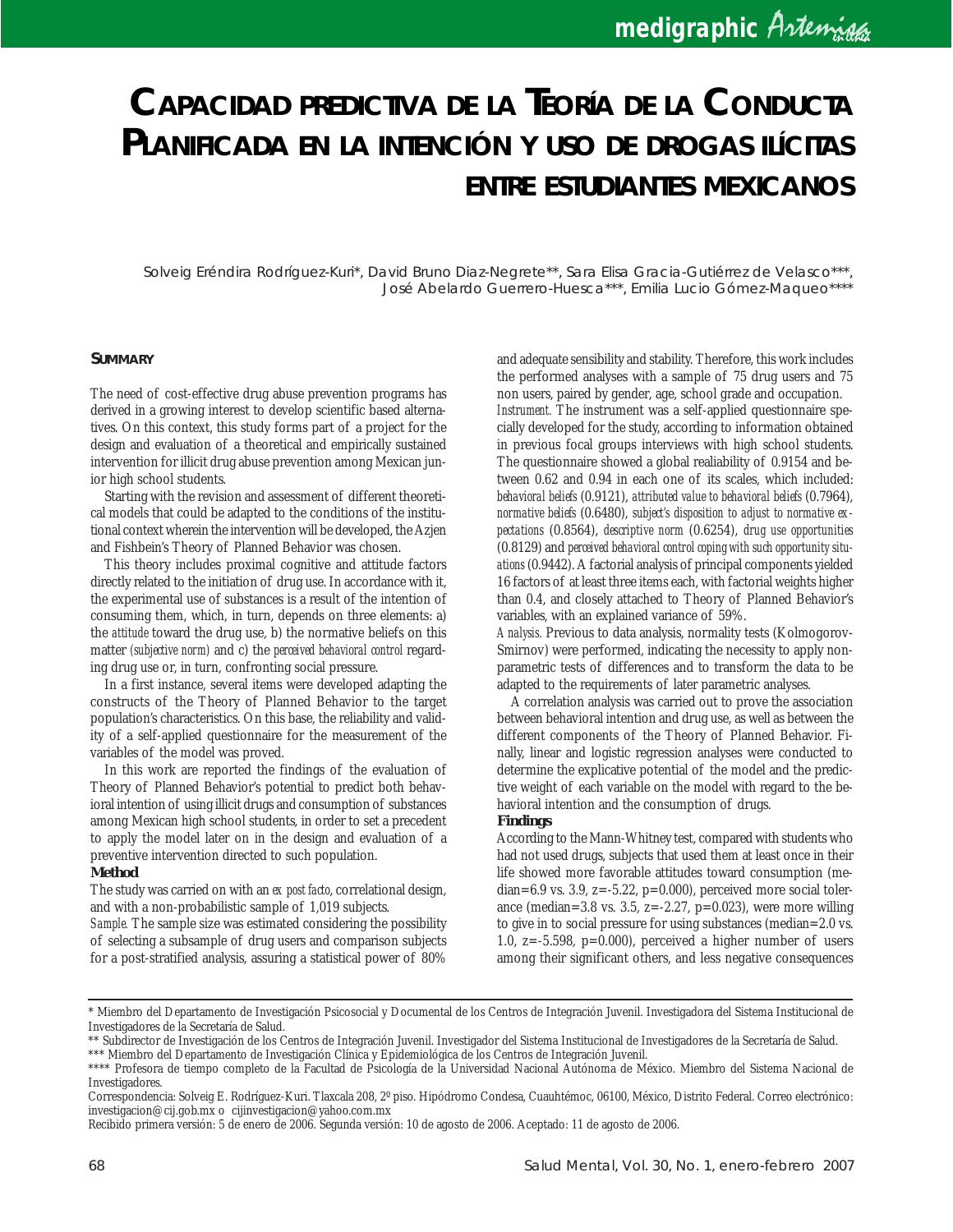# Capacidad predictiva de la Teoría de la Conducta Planificada en la intención y uso de drogas ilícitas entre estudiantes mexicanos

Solveig Eréndira Rodríguez-Kuri*, David Bruno Diaz-Negrete**, Sara Elisa Gracia-Gutiérrez de Velasco***, José Abelardo Guerrero-Huesca***, Emilia Lucio Gómez-Maqueo****

## Summary

The need of cost-effective drug abuse prevention programs has derived in a growing interest to develop scientific based alternatives. On this context, this study forms part of a project for the design and evaluation of a theoretical and empirically sustained intervention for illicit drug abuse prevention among Mexican junior high school students.

Starting with the revision and assessment of different theoretical models that could be adapted to the conditions of the institutional context wherein the intervention will be developed, the Azjen and Fishbein's Theory of Planned Behavior was chosen.

This theory includes proximal cognitive and attitude factors directly related to the initiation of drug use. In accordance with it, the experimental use of substances is a result of the intention of consuming them, which, in turn, depends on three elements: a) the *attitude* toward the drug use, b) the normative beliefs on this matter *(subjective norm)* and c) the *perceived behavioral control* regarding drug use or, in turn, confronting social pressure.

In a first instance, several items were developed adapting the constructs of the Theory of Planned Behavior to the target population's characteristics. On this base, the reliability and validity of a self-applied questionnaire for the measurement of the variables of the model was proved.

In this work are reported the findings of the evaluation of Theory of Planned Behavior's potential to predict both behavioral intention of using illicit drugs and consumption of substances among Mexican high school students, in order to set a precedent to apply the model later on in the design and evaluation of a preventive intervention directed to such population.

**Method**

The study was carried on with an *ex post facto*, correlational design, and with a non-probabilistic sample of 1,019 subjects.

*Sample.* The sample size was estimated considering the possibility of selecting a subsample of drug users and comparison subjects for a post-stratified analysis, assuring a statistical power of 80% and adequate sensibility and stability. Therefore, this work includes the performed analyses with a sample of 75 drug users and 75 non users, paired by gender, age, school grade and occupation.

*Instrument.* The instrument was a self-applied questionnaire specially developed for the study, according to information obtained in previous focal groups interviews with high school students. The questionnaire showed a global realiability of 0.9154 and between 0.62 and 0.94 in each one of its scales, which included: *behavioral beliefs* (0.9121), *attributed value to behavioral beliefs* (0.7964), *normative beliefs* (0.6480), *subject's disposition to adjust to normative expectations* (0.8564), *descriptive norm* (0.6254), *drug use opportunities* (0.8129) and *perceived behavioral control coping with such opportunity situations* (0.9442). A factorial analysis of principal components yielded 16 factors of at least three items each, with factorial weights higher than 0.4, and closely attached to Theory of Planned Behavior's variables, with an explained variance of 59%.

*Analysis.* Previous to data analysis, normality tests (Kolmogorov-Smirnov) were performed, indicating the necessity to apply non-parametric tests of differences and to transform the data to be adapted to the requirements of later parametric analyses.

A correlation analysis was carried out to prove the association between behavioral intention and drug use, as well as between the different components of the Theory of Planned Behavior. Finally, linear and logistic regression analyses were conducted to determine the explicative potential of the model and the predictive weight of each variable on the model with regard to the behavioral intention and the consumption of drugs.

**Findings**

According to the Mann-Whitney test, compared with students who had not used drugs, subjects that used them at least once in their life showed more favorable attitudes toward consumption (median=6.9 vs. 3.9, z=-5.22, p=0.000), perceived more social tolerance (median=3.8 vs. 3.5, z=-2.27, p=0.023), were more willing to give in to social pressure for using substances (median=2.0 vs. 1.0, z=-5.598, p=0.000), perceived a higher number of users among their significant others, and less negative consequences

---

\* Miembro del Departamento de Investigación Psicosocial y Documental de los Centros de Integración Juvenil. Investigadora del Sistema Institucional de Investigadores de la Secretaría de Salud.

\** Subdirector de Investigación de los Centros de Integración Juvenil. Investigador del Sistema Institucional de Investigadores de la Secretaría de Salud.

\*** Miembro del Departamento de Investigación Clínica y Epidemiológica de los Centros de Integración Juvenil.

\**** Profesora de tiempo completo de la Facultad de Psicología de la Universidad Nacional Autónoma de México. Miembro del Sistema Nacional de Investigadores.

Correspondencia: Solveig E. Rodríguez-Kuri. Tlaxcala 208, 2º piso. Hipódromo Condesa, Cuauhtémoc, 06100, México, Distrito Federal. Correo electrónico: investigacion@cij.gob.mx o cijinvestigacion@yahoo.com.mx

Recibido primera versión: 5 de enero de 2006. Segunda versión: 10 de agosto de 2006. Aceptado: 11 de agosto de 2006.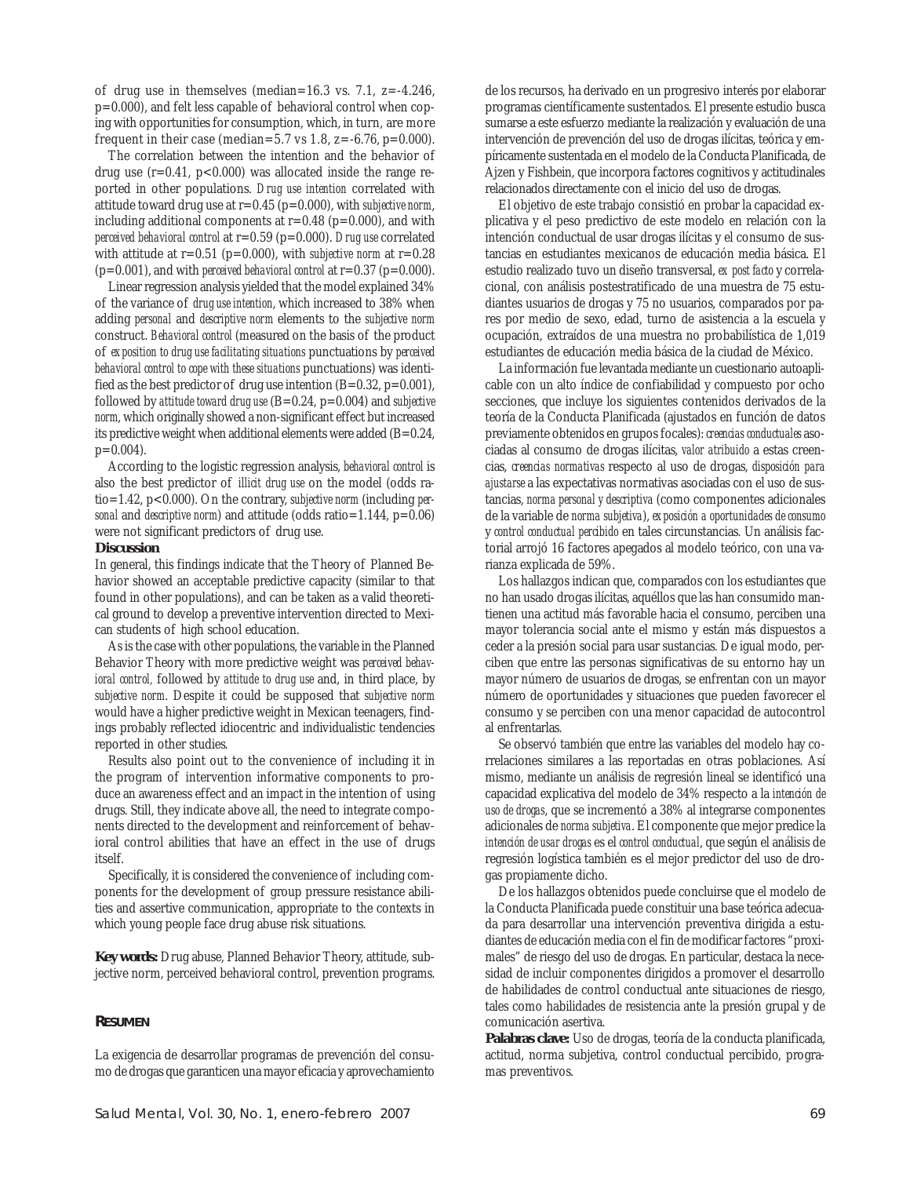of drug use in themselves (median=16.3 vs. 7.1, z=-4.246, p=0.000), and felt less capable of behavioral control when coping with opportunities for consumption, which, in turn, are more frequent in their case (median=5.7 vs 1.8, z=-6.76, p=0.000).

The correlation between the intention and the behavior of drug use (r=0.41, p<0.000) was allocated inside the range reported in other populations. *Drug use intention* correlated with attitude toward drug use at r=0.45 (p=0.000), with *subjective norm*, including additional components at r=0.48 (p=0.000), and with *perceived behavioral control* at r=0.59 (p=0.000). *Drug use* correlated with attitude at r=0.51 (p=0.000), with *subjective norm* at r=0.28 (p=0.001), and with *perceived behavioral control* at r=0.37 (p=0.000).

Linear regression analysis yielded that the model explained 34% of the variance of *drug use intention*, which increased to 38% when adding *personal* and *descriptive norm* elements to the *subjective norm* construct. *Behavioral control* (measured on the basis of the product of *exposition to drug use facilitating situations* punctuations by *perceived behavioral control to cope with these situations* punctuations) was identified as the best predictor of drug use intention (B=0.32, p=0.001), followed by *attitude toward drug use* (B=0.24, p=0.004) and *subjective norm*, which originally showed a non-significant effect but increased its predictive weight when additional elements were added (B=0.24, p=0.004).

According to the logistic regression analysis, *behavioral control* is also the best predictor of *illicit drug use* on the model (odds ratio=1.42, p<0.000). On the contrary, *subjective norm* (including *personal* and *descriptive norm*) and attitude (odds ratio=1.144, p=0.06) were not significant predictors of drug use.

**Discussion**

In general, this findings indicate that the Theory of Planned Behavior showed an acceptable predictive capacity (similar to that found in other populations), and can be taken as a valid theoretical ground to develop a preventive intervention directed to Mexican students of high school education.

As is the case with other populations, the variable in the Planned Behavior Theory with more predictive weight was *perceived behavioral control*, followed by *attitude to drug use* and, in third place, by *subjective norm*. Despite it could be supposed that *subjective norm* would have a higher predictive weight in Mexican teenagers, findings probably reflected idiocentric and individualistic tendencies reported in other studies.

Results also point out to the convenience of including it in the program of intervention informative components to produce an awareness effect and an impact in the intention of using drugs. Still, they indicate above all, the need to integrate components directed to the development and reinforcement of behavioral control abilities that have an effect in the use of drugs itself.

Specifically, it is considered the convenience of including components for the development of group pressure resistance abilities and assertive communication, appropriate to the contexts in which young people face drug abuse risk situations.

**Key words:** Drug abuse, Planned Behavior Theory, attitude, subjective norm, perceived behavioral control, prevention programs.

## RESUMEN

La exigencia de desarrollar programas de prevención del consumo de drogas que garanticen una mayor eficacia y aprovechamiento de los recursos, ha derivado en un progresivo interés por elaborar programas científicamente sustentados. El presente estudio busca sumarse a este esfuerzo mediante la realización y evaluación de una intervención de prevención del uso de drogas ilícitas, teórica y empíricamente sustentada en el modelo de la Conducta Planificada, de Ajzen y Fishbein, que incorpora factores cognitivos y actitudinales relacionados directamente con el inicio del uso de drogas.

El objetivo de este trabajo consistió en probar la capacidad explicativa y el peso predictivo de este modelo en relación con la intención conductual de usar drogas ilícitas y el consumo de sustancias en estudiantes mexicanos de educación media básica. El estudio realizado tuvo un diseño transversal, *ex post facto* y correlacional, con análisis postestratificado de una muestra de 75 estudiantes usuarios de drogas y 75 no usuarios, comparados por pares por medio de sexo, edad, turno de asistencia a la escuela y ocupación, extraídos de una muestra no probabilística de 1,019 estudiantes de educación media básica de la ciudad de México.

La información fue levantada mediante un cuestionario autoaplicable con un alto índice de confiabilidad y compuesto por ocho secciones, que incluye los siguientes contenidos derivados de la teoría de la Conducta Planificada (ajustados en función de datos previamente obtenidos en grupos focales): *creencias conductuales* asociadas al consumo de drogas ilícitas, *valor atribuido* a estas creencias, *creencias normativas* respecto al uso de drogas, *disposición para ajustarse* a las expectativas normativas asociadas con el uso de sustancias, *norma personal y descriptiva* (como componentes adicionales de la variable de *norma subjetiva*), *exposición a oportunidades de consumo* y *control conductual percibido* en tales circunstancias. Un análisis factorial arrojó 16 factores apegados al modelo teórico, con una varianza explicada de 59%.

Los hallazgos indican que, comparados con los estudiantes que no han usado drogas ilícitas, aquéllos que las han consumido mantienen una actitud más favorable hacia el consumo, perciben una mayor tolerancia social ante el mismo y están más dispuestos a ceder a la presión social para usar sustancias. De igual modo, perciben que entre las personas significativas de su entorno hay un mayor número de usuarios de drogas, se enfrentan con un mayor número de oportunidades y situaciones que pueden favorecer el consumo y se perciben con una menor capacidad de autocontrol al enfrentarlas.

Se observó también que entre las variables del modelo hay correlaciones similares a las reportadas en otras poblaciones. Así mismo, mediante un análisis de regresión lineal se identificó una capacidad explicativa del modelo de 34% respecto a la *intención de uso de drogas*, que se incrementó a 38% al integrarse componentes adicionales de *norma subjetiva*. El componente que mejor predice la *intención de usar drogas* es el *control conductual*, que según el análisis de regresión logística también es el mejor predictor del uso de drogas propiamente dicho.

De los hallazgos obtenidos puede concluirse que el modelo de la Conducta Planificada puede constituir una base teórica adecuada para desarrollar una intervención preventiva dirigida a estudiantes de educación media con el fin de modificar factores "proximales" de riesgo del uso de drogas. En particular, destaca la necesidad de incluir componentes dirigidos a promover el desarrollo de habilidades de control conductual ante situaciones de riesgo, tales como habilidades de resistencia ante la presión grupal y de comunicación asertiva.

**Palabras clave:** Uso de drogas, teoría de la conducta planificada, actitud, norma subjetiva, control conductual percibido, programas preventivos.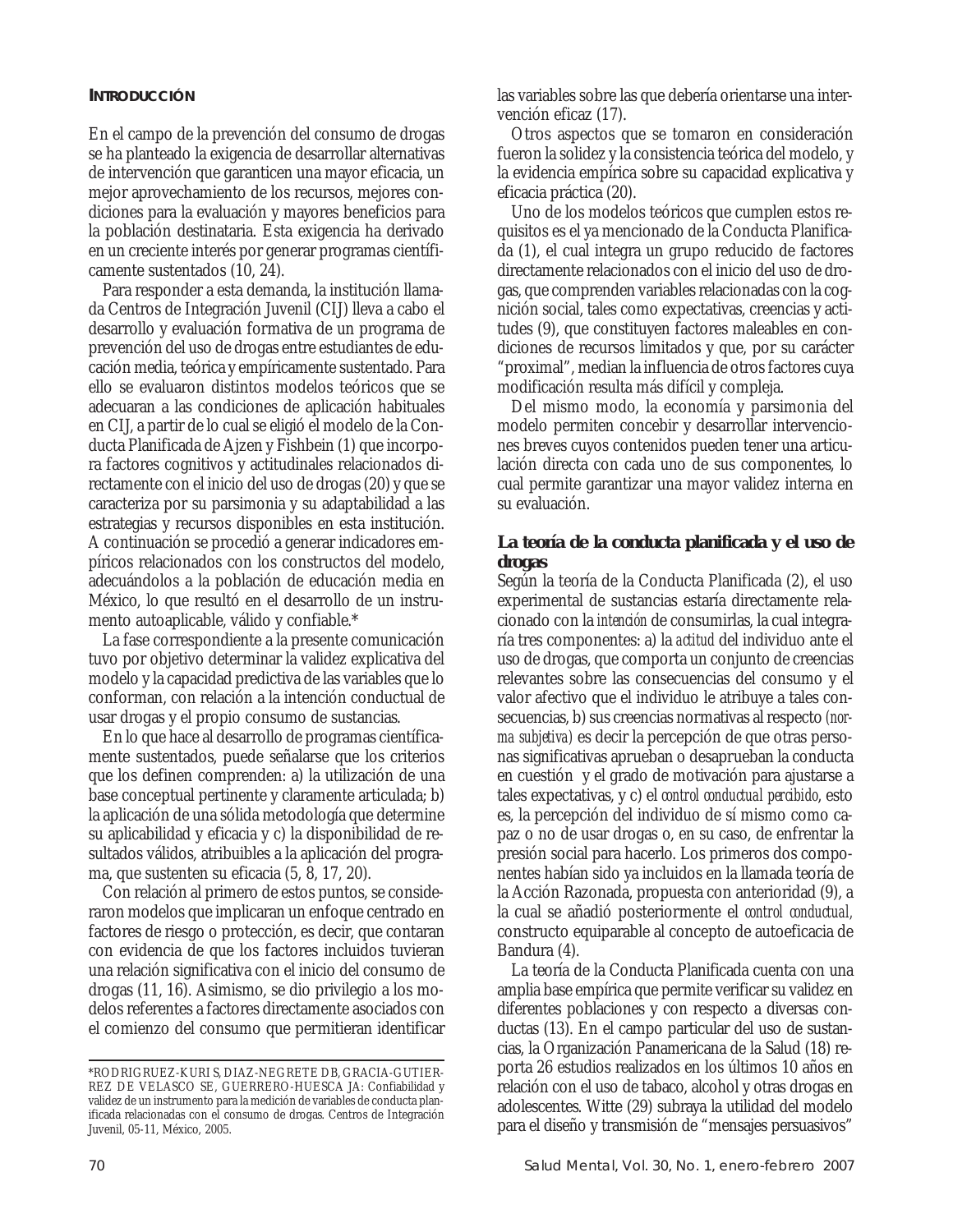## INTRODUCCIÓN

En el campo de la prevención del consumo de drogas se ha planteado la exigencia de desarrollar alternativas de intervención que garanticen una mayor eficacia, un mejor aprovechamiento de los recursos, mejores condiciones para la evaluación y mayores beneficios para la población destinataria. Esta exigencia ha derivado en un creciente interés por generar programas científicamente sustentados (10, 24).

Para responder a esta demanda, la institución llamada Centros de Integración Juvenil (CIJ) lleva a cabo el desarrollo y evaluación formativa de un programa de prevención del uso de drogas entre estudiantes de educación media, teórica y empíricamente sustentado. Para ello se evaluaron distintos modelos teóricos que se adecuaran a las condiciones de aplicación habituales en CIJ, a partir de lo cual se eligió el modelo de la Conducta Planificada de Ajzen y Fishbein (1) que incorpora factores cognitivos y actitudinales relacionados directamente con el inicio del uso de drogas (20) y que se caracteriza por su parsimonia y su adaptabilidad a las estrategias y recursos disponibles en esta institución. A continuación se procedió a generar indicadores empíricos relacionados con los constructos del modelo, adecuándolos a la población de educación media en México, lo que resultó en el desarrollo de un instrumento autoaplicable, válido y confiable.*

La fase correspondiente a la presente comunicación tuvo por objetivo determinar la validez explicativa del modelo y la capacidad predictiva de las variables que lo conforman, con relación a la intención conductual de usar drogas y el propio consumo de sustancias.

En lo que hace al desarrollo de programas científicamente sustentados, puede señalarse que los criterios que los definen comprenden: a) la utilización de una base conceptual pertinente y claramente articulada; b) la aplicación de una sólida metodología que determine su aplicabilidad y eficacia y c) la disponibilidad de resultados válidos, atribuibles a la aplicación del programa, que sustenten su eficacia (5, 8, 17, 20).

Con relación al primero de estos puntos, se consideraron modelos que implicaran un enfoque centrado en factores de riesgo o protección, es decir, que contaran con evidencia de que los factores incluidos tuvieran una relación significativa con el inicio del consumo de drogas (11, 16). Asimismo, se dio privilegio a los modelos referentes a factores directamente asociados con el comienzo del consumo que permitieran identificar las variables sobre las que debería orientarse una intervención eficaz (17).

Otros aspectos que se tomaron en consideración fueron la solidez y la consistencia teórica del modelo, y la evidencia empírica sobre su capacidad explicativa y eficacia práctica (20).

Uno de los modelos teóricos que cumplen estos requisitos es el ya mencionado de la Conducta Planificada (1), el cual integra un grupo reducido de factores directamente relacionados con el inicio del uso de drogas, que comprenden variables relacionadas con la cognición social, tales como expectativas, creencias y actitudes (9), que constituyen factores maleables en condiciones de recursos limitados y que, por su carácter "proximal", median la influencia de otros factores cuya modificación resulta más difícil y compleja.

Del mismo modo, la economía y parsimonia del modelo permiten concebir y desarrollar intervenciones breves cuyos contenidos pueden tener una articulación directa con cada uno de sus componentes, lo cual permite garantizar una mayor validez interna en su evaluación.

### La teoría de la conducta planificada y el uso de drogas

Según la teoría de la Conducta Planificada (2), el uso experimental de sustancias estaría directamente relacionado con la *intención* de consumirlas, la cual integraría tres componentes: a) la *actitud* del individuo ante el uso de drogas, que comporta un conjunto de creencias relevantes sobre las consecuencias del consumo y el valor afectivo que el individuo le atribuye a tales consecuencias, b) sus creencias normativas al respecto *(norma subjetiva)* es decir la percepción de que otras personas significativas aprueban o desaprueban la conducta en cuestión y el grado de motivación para ajustarse a tales expectativas, y c) el *control conductual percibido*, esto es, la percepción del individuo de sí mismo como capaz o no de usar drogas o, en su caso, de enfrentar la presión social para hacerlo. Los primeros dos componentes habían sido ya incluidos en la llamada teoría de la Acción Razonada, propuesta con anterioridad (9), a la cual se añadió posteriormente el *control conductual,* constructo equiparable al concepto de autoeficacia de Bandura (4).

La teoría de la Conducta Planificada cuenta con una amplia base empírica que permite verificar su validez en diferentes poblaciones y con respecto a diversas conductas (13). En el campo particular del uso de sustancias, la Organización Panamericana de la Salud (18) reporta 26 estudios realizados en los últimos 10 años en relación con el uso de tabaco, alcohol y otras drogas en adolescentes. Witte (29) subraya la utilidad del modelo para el diseño y transmisión de "mensajes persuasivos"

---

*RODRIGRUEZ-KURI S, DIAZ-NEGRETE DB, GRACIA-GUTIERREZ DE VELASCO SE, GUERRERO-HUESCA JA: Confiabilidad y validez de un instrumento para la medición de variables de conducta planificada relacionadas con el consumo de drogas. Centros de Integración Juvenil, 05-11, México, 2005.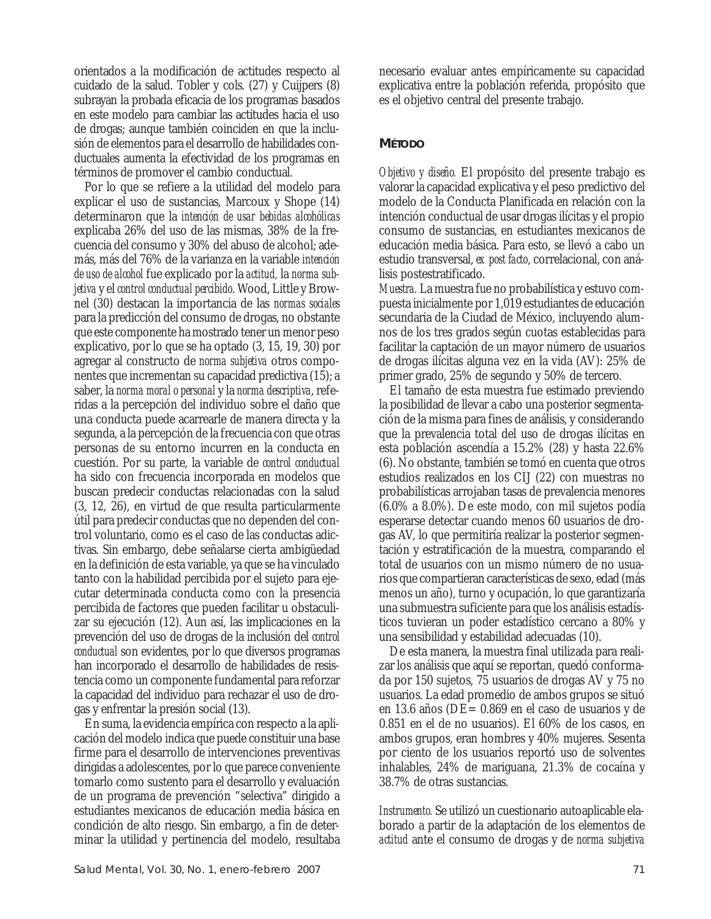orientados a la modificación de actitudes respecto al cuidado de la salud. Tobler y cols. (27) y Cuijpers (8) subrayan la probada eficacia de los programas basados en este modelo para cambiar las actitudes hacia el uso de drogas; aunque también coinciden en que la inclusión de elementos para el desarrollo de habilidades conductuales aumenta la efectividad de los programas en términos de promover el cambio conductual.

Por lo que se refiere a la utilidad del modelo para explicar el uso de sustancias, Marcoux y Shope (14) determinaron que la *intención de usar bebidas alcohólicas* explicaba 26% del uso de las mismas, 38% de la frecuencia del consumo y 30% del abuso de alcohol; además, más del 76% de la varianza en la variable *intención de uso de alcohol* fue explicado por la *actitud*, la *norma subjetiva* y el *control conductual percibido*. Wood, Little y Brownel (30) destacan la importancia de las *normas sociales* para la predicción del consumo de drogas, no obstante que este componente ha mostrado tener un menor peso explicativo, por lo que se ha optado (3, 15, 19, 30) por agregar al constructo de *norma subjetiva* otros componentes que incrementan su capacidad predictiva (15); a saber, la *norma moral o personal* y la *norma descriptiva*, referidas a la percepción del individuo sobre el daño que una conducta puede acarrearle de manera directa y la segunda, a la percepción de la frecuencia con que otras personas de su entorno incurren en la conducta en cuestión. Por su parte, la variable de *control conductual* ha sido con frecuencia incorporada en modelos que buscan predecir conductas relacionadas con la salud (3, 12, 26), en virtud de que resulta particularmente útil para predecir conductas que no dependen del control voluntario, como es el caso de las conductas adictivas. Sin embargo, debe señalarse cierta ambigüedad en la definición de esta variable, ya que se ha vinculado tanto con la habilidad percibida por el sujeto para ejecutar determinada conducta como con la presencia percibida de factores que pueden facilitar u obstaculizar su ejecución (12). Aun así, las implicaciones en la prevención del uso de drogas de la inclusión del *control conductual* son evidentes, por lo que diversos programas han incorporado el desarrollo de habilidades de resistencia como un componente fundamental para reforzar la capacidad del individuo para rechazar el uso de drogas y enfrentar la presión social (13).

En suma, la evidencia empírica con respecto a la aplicación del modelo indica que puede constituir una base firme para el desarrollo de intervenciones preventivas dirigidas a adolescentes, por lo que parece conveniente tomarlo como sustento para el desarrollo y evaluación de un programa de prevención "selectiva" dirigido a estudiantes mexicanos de educación media básica en condición de alto riesgo. Sin embargo, a fin de determinar la utilidad y pertinencia del modelo, resultaba necesario evaluar antes empíricamente su capacidad explicativa entre la población referida, propósito que es el objetivo central del presente trabajo.

## MÉTODO

*Objetivo y diseño.* El propósito del presente trabajo es valorar la capacidad explicativa y el peso predictivo del modelo de la Conducta Planificada en relación con la intención conductual de usar drogas ilícitas y el propio consumo de sustancias, en estudiantes mexicanos de educación media básica. Para esto, se llevó a cabo un estudio transversal, *ex post facto*, correlacional, con análisis postestratificado.

*Muestra.* La muestra fue no probabilística y estuvo compuesta inicialmente por 1,019 estudiantes de educación secundaria de la Ciudad de México, incluyendo alumnos de los tres grados según cuotas establecidas para facilitar la captación de un mayor número de usuarios de drogas ilícitas alguna vez en la vida (AV): 25% de primer grado, 25% de segundo y 50% de tercero.

El tamaño de esta muestra fue estimado previendo la posibilidad de llevar a cabo una posterior segmentación de la misma para fines de análisis, y considerando que la prevalencia total del uso de drogas ilícitas en esta población ascendía a 15.2% (28) y hasta 22.6% (6). No obstante, también se tomó en cuenta que otros estudios realizados en los CIJ (22) con muestras no probabilísticas arrojaban tasas de prevalencia menores (6.0% a 8.0%). De este modo, con mil sujetos podía esperarse detectar cuando menos 60 usuarios de drogas AV, lo que permitiría realizar la posterior segmentación y estratificación de la muestra, comparando el total de usuarios con un mismo número de no usuarios que compartieran características de sexo, edad (más menos un año), turno y ocupación, lo que garantizaría una submuestra suficiente para que los análisis estadísticos tuvieran un poder estadístico cercano a 80% y una sensibilidad y estabilidad adecuadas (10).

De esta manera, la muestra final utilizada para realizar los análisis que aquí se reportan, quedó conformada por 150 sujetos, 75 usuarios de drogas AV y 75 no usuarios. La edad promedio de ambos grupos se situó en 13.6 años (*DE*= 0.869 en el caso de usuarios y de 0.851 en el de no usuarios). El 60% de los casos, en ambos grupos, eran hombres y 40% mujeres. Sesenta por ciento de los usuarios reportó uso de solventes inhalables, 24% de mariguana, 21.3% de cocaína y 38.7% de otras sustancias.

*Instrumento.* Se utilizó un cuestionario autoaplicable elaborado a partir de la adaptación de los elementos de *actitud* ante el consumo de drogas y de *norma subjetiva*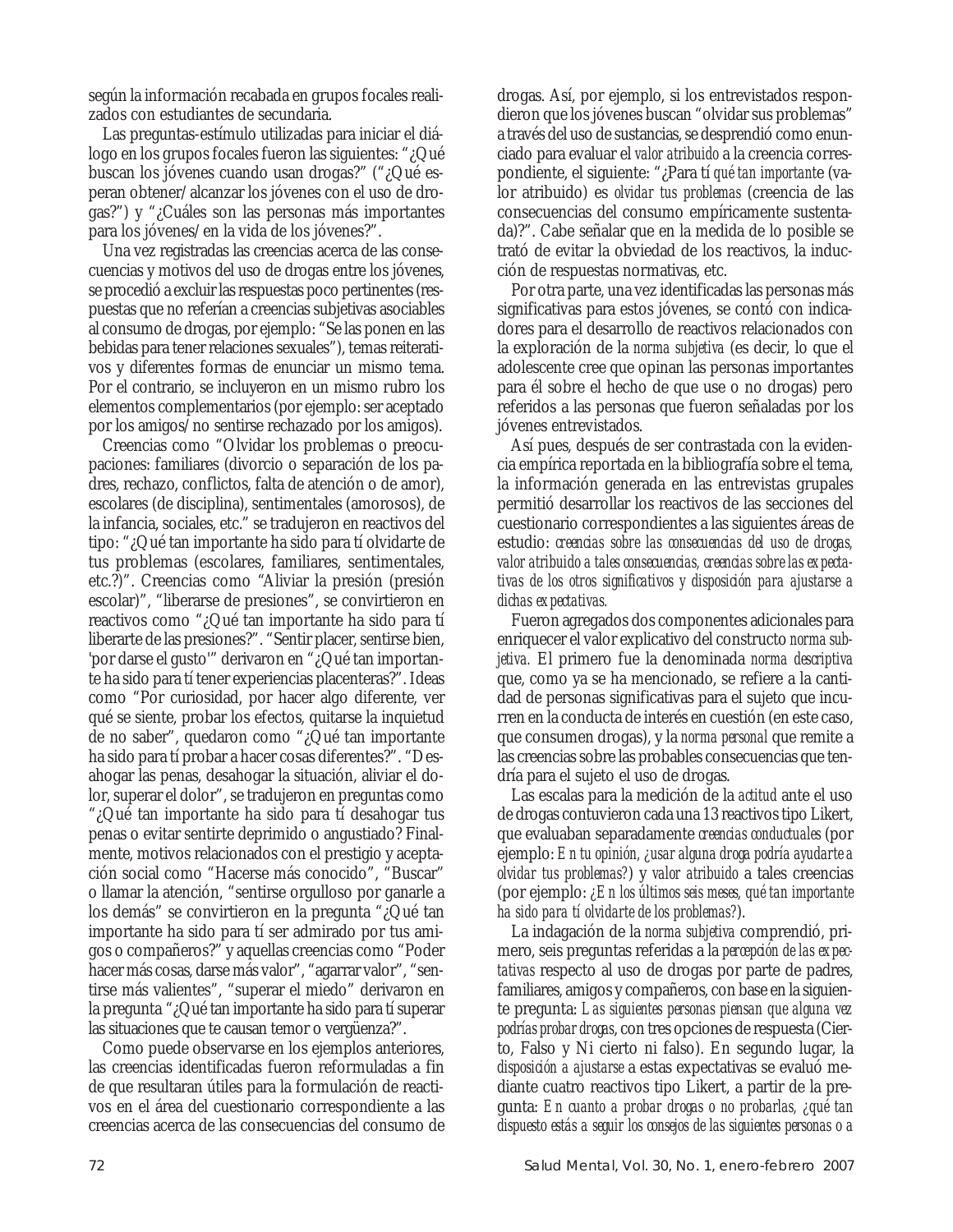según la información recabada en grupos focales realizados con estudiantes de secundaria.

Las preguntas-estímulo utilizadas para iniciar el diálogo en los grupos focales fueron las siguientes: "¿Qué buscan los jóvenes cuando usan drogas?" ("¿Qué esperan obtener/alcanzar los jóvenes con el uso de drogas?") y "¿Cuáles son las personas más importantes para los jóvenes/en la vida de los jóvenes?".

Una vez registradas las creencias acerca de las consecuencias y motivos del uso de drogas entre los jóvenes, se procedió a excluir las respuestas poco pertinentes (respuestas que no referían a creencias subjetivas asociables al consumo de drogas, por ejemplo: "Se las ponen en las bebidas para tener relaciones sexuales"), temas reiterativos y diferentes formas de enunciar un mismo tema. Por el contrario, se incluyeron en un mismo rubro los elementos complementarios (por ejemplo: ser aceptado por los amigos/no sentirse rechazado por los amigos).

Creencias como "Olvidar los problemas o preocupaciones: familiares (divorcio o separación de los padres, rechazo, conflictos, falta de atención o de amor), escolares (de disciplina), sentimentales (amorosos), de la infancia, sociales, etc." se tradujeron en reactivos del tipo: "¿Qué tan importante ha sido para tí olvidarte de tus problemas (escolares, familiares, sentimentales, etc.?)". Creencias como "Aliviar la presión (presión escolar)", "liberarse de presiones", se convirtieron en reactivos como "¿Qué tan importante ha sido para tí liberarte de las presiones?". "Sentir placer, sentirse bien, 'por darse el gusto'" derivaron en "¿Qué tan importante ha sido para tí tener experiencias placenteras?". Ideas como "Por curiosidad, por hacer algo diferente, ver qué se siente, probar los efectos, quitarse la inquietud de no saber", quedaron como "¿Qué tan importante ha sido para tí probar a hacer cosas diferentes?". "Desahogar las penas, desahogar la situación, aliviar el dolor, superar el dolor", se tradujeron en preguntas como "¿Qué tan importante ha sido para tí desahogar tus penas o evitar sentirte deprimido o angustiado? Finalmente, motivos relacionados con el prestigio y aceptación social como "Hacerse más conocido", "Buscar" o llamar la atención, "sentirse orgulloso por ganarle a los demás" se convirtieron en la pregunta "¿Qué tan importante ha sido para tí ser admirado por tus amigos o compañeros?" y aquellas creencias como "Poder hacer más cosas, darse más valor", "agarrar valor", "sentirse más valientes", "superar el miedo" derivaron en la pregunta "¿Qué tan importante ha sido para tí superar las situaciones que te causan temor o vergüenza?".

Como puede observarse en los ejemplos anteriores, las creencias identificadas fueron reformuladas a fin de que resultaran útiles para la formulación de reactivos en el área del cuestionario correspondiente a las creencias acerca de las consecuencias del consumo de drogas. Así, por ejemplo, si los entrevistados respondieron que los jóvenes buscan "olvidar sus problemas" a través del uso de sustancias, se desprendió como enunciado para evaluar el *valor atribuido* a la creencia correspondiente, el siguiente: "¿Para tí *qué tan importante* (valor atribuido) es *olvidar tus problemas* (creencia de las consecuencias del consumo empíricamente sustentada)?". Cabe señalar que en la medida de lo posible se trató de evitar la obviedad de los reactivos, la inducción de respuestas normativas, etc.

Por otra parte, una vez identificadas las personas más significativas para estos jóvenes, se contó con indicadores para el desarrollo de reactivos relacionados con la exploración de la *norma subjetiva* (es decir, lo que el adolescente cree que opinan las personas importantes para él sobre el hecho de que use o no drogas) pero referidos a las personas que fueron señaladas por los jóvenes entrevistados.

Así pues, después de ser contrastada con la evidencia empírica reportada en la bibliografía sobre el tema, la información generada en las entrevistas grupales permitió desarrollar los reactivos de las secciones del cuestionario correspondientes a las siguientes áreas de estudio: *creencias sobre las consecuencias del uso de drogas, valor atribuido a tales consecuencias, creencias sobre las expectativas de los otros significativos y disposición para ajustarse a dichas expectativas.*

Fueron agregados dos componentes adicionales para enriquecer el valor explicativo del constructo *norma subjetiva*. El primero fue la denominada *norma descriptiva* que, como ya se ha mencionado, se refiere a la cantidad de personas significativas para el sujeto que incurren en la conducta de interés en cuestión (en este caso, que consumen drogas), y la *norma personal* que remite a las creencias sobre las probables consecuencias que tendría para el sujeto el uso de drogas.

Las escalas para la medición de la *actitud* ante el uso de drogas contuvieron cada una 13 reactivos tipo Likert, que evaluaban separadamente *creencias conductuales* (por ejemplo: *En tu opinión, ¿usar alguna droga podría ayudarte a olvidar tus problemas?*) y *valor atribuido* a tales creencias (por ejemplo: *¿En los últimos seis meses, qué tan importante ha sido para tí olvidarte de los problemas?*).

La indagación de la *norma subjetiva* comprendió, primero, seis preguntas referidas a la *percepción de las expectativas* respecto al uso de drogas por parte de padres, familiares, amigos y compañeros, con base en la siguiente pregunta: *Las siguientes personas piensan que alguna vez podrías probar drogas*, con tres opciones de respuesta (Cierto, Falso y Ni cierto ni falso). En segundo lugar, la *disposición a ajustarse* a estas expectativas se evaluó mediante cuatro reactivos tipo Likert, a partir de la pregunta: *En cuanto a probar drogas o no probarlas, ¿qué tan dispuesto estás a seguir los consejos de las siguientes personas o a*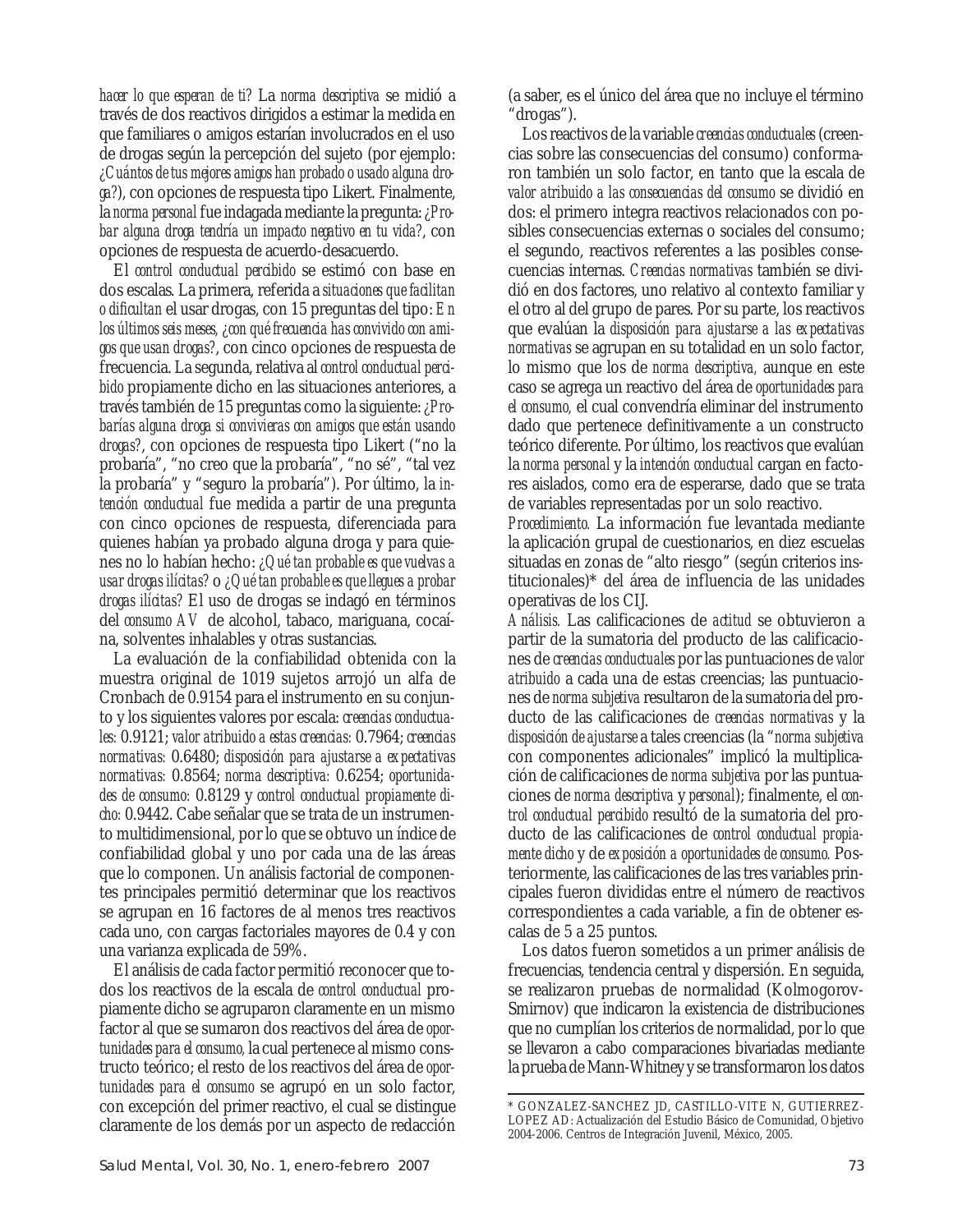*hacer lo que esperan de ti?* La *norma descriptiva* se midió a través de dos reactivos dirigidos a estimar la medida en que familiares o amigos estarían involucrados en el uso de drogas según la percepción del sujeto (por ejemplo: *¿Cuántos de tus mejores amigos han probado o usado alguna droga?*), con opciones de respuesta tipo Likert. Finalmente, la *norma personal* fue indagada mediante la pregunta: *¿Probar alguna droga tendría un impacto negativo en tu vida?*, con opciones de respuesta de acuerdo-desacuerdo.

El *control conductual percibido* se estimó con base en dos escalas. La primera, referida a *situaciones que facilitan o dificultan* el usar drogas, con 15 preguntas del tipo: *En los últimos seis meses, ¿con qué frecuencia has convivido con amigos que usan drogas?*, con cinco opciones de respuesta de frecuencia. La segunda, relativa al *control conductual percibido* propiamente dicho en las situaciones anteriores, a través también de 15 preguntas como la siguiente: *¿Probarías alguna droga si convivieras con amigos que están usando drogas?*, con opciones de respuesta tipo Likert ("no la probaría", "no creo que la probaría", "no sé", "tal vez la probaría" y "seguro la probaría"). Por último, la *intención conductual* fue medida a partir de una pregunta con cinco opciones de respuesta, diferenciada para quienes habían ya probado alguna droga y para quienes no lo habían hecho: *¿Qué tan probable es que vuelvas a usar drogas ilícitas?* o *¿Qué tan probable es que llegues a probar drogas ilícitas?* El uso de drogas se indagó en términos del *consumo AV* de alcohol, tabaco, mariguana, cocaína, solventes inhalables y otras sustancias.

La evaluación de la confiabilidad obtenida con la muestra original de 1019 sujetos arrojó un alfa de Cronbach de 0.9154 para el instrumento en su conjunto y los siguientes valores por escala: *creencias conductuales:* 0.9121; *valor atribuido a estas creencias:* 0.7964; *creencias normativas:* 0.6480; *disposición para ajustarse a expectativas normativas:* 0.8564; *norma descriptiva:* 0.6254; *oportunidades de consumo:* 0.8129 y *control conductual propiamente dicho:* 0.9442. Cabe señalar que se trata de un instrumento multidimensional, por lo que se obtuvo un índice de confiabilidad global y uno por cada una de las áreas que lo componen. Un análisis factorial de componentes principales permitió determinar que los reactivos se agrupan en 16 factores de al menos tres reactivos cada uno, con cargas factoriales mayores de 0.4 y con una varianza explicada de 59%.

El análisis de cada factor permitió reconocer que todos los reactivos de la escala de *control conductual* propiamente dicho se agruparon claramente en un mismo factor al que se sumaron dos reactivos del área de *oportunidades para el consumo*, la cual pertenece al mismo constructo teórico; el resto de los reactivos del área de *oportunidades para el consumo* se agrupó en un solo factor, con excepción del primer reactivo, el cual se distingue claramente de los demás por un aspecto de redacción (a saber, es el único del área que no incluye el término "drogas").

Los reactivos de la variable *creencias conductuales* (creencias sobre las consecuencias del consumo) conformaron también un solo factor, en tanto que la escala de *valor atribuido a las consecuencias del consumo* se dividió en dos: el primero integra reactivos relacionados con posibles consecuencias externas o sociales del consumo; el segundo, reactivos referentes a las posibles consecuencias internas. *Creencias normativas* también se dividió en dos factores, uno relativo al contexto familiar y el otro al del grupo de pares. Por su parte, los reactivos que evalúan la *disposición para ajustarse a las expectativas normativas* se agrupan en su totalidad en un solo factor, lo mismo que los de *norma descriptiva,* aunque en este caso se agrega un reactivo del área de *oportunidades para el consumo,* el cual convendría eliminar del instrumento dado que pertenece definitivamente a un constructo teórico diferente. Por último, los reactivos que evalúan la *norma personal* y la *intención conductual* cargan en factores aislados, como era de esperarse, dado que se trata de variables representadas por un solo reactivo.

*Procedimiento.* La información fue levantada mediante la aplicación grupal de cuestionarios, en diez escuelas situadas en zonas de "alto riesgo" (según criterios institucionales)* del área de influencia de las unidades operativas de los CIJ.

*Análisis.* Las calificaciones de *actitud* se obtuvieron a partir de la sumatoria del producto de las calificaciones de *creencias conductuales* por las puntuaciones de *valor atribuido* a cada una de estas creencias; las puntuaciones de *norma subjetiva* resultaron de la sumatoria del producto de las calificaciones de *creencias normativas* y la *disposición de ajustarse* a tales creencias (la "*norma subjetiva* con componentes adicionales" implicó la multiplicación de calificaciones de *norma subjetiva* por las puntuaciones de *norma descriptiva* y *personal*); finalmente, el *control conductual percibido* resultó de la sumatoria del producto de las calificaciones de *control conductual propiamente dicho* y de *exposición a oportunidades de consumo.* Posteriormente, las calificaciones de las tres variables principales fueron divididas entre el número de reactivos correspondientes a cada variable, a fin de obtener escalas de 5 a 25 puntos.

Los datos fueron sometidos a un primer análisis de frecuencias, tendencia central y dispersión. En seguida, se realizaron pruebas de normalidad (Kolmogorov-Smirnov) que indicaron la existencia de distribuciones que no cumplían los criterios de normalidad, por lo que se llevaron a cabo comparaciones bivariadas mediante la prueba de Mann-Whitney y se transformaron los datos

---

* GONZALEZ-SANCHEZ JD, CASTILLO-VITE N, GUTIERREZ-LOPEZ AD: Actualización del Estudio Básico de Comunidad, Objetivo 2004-2006. Centros de Integración Juvenil, México, 2005.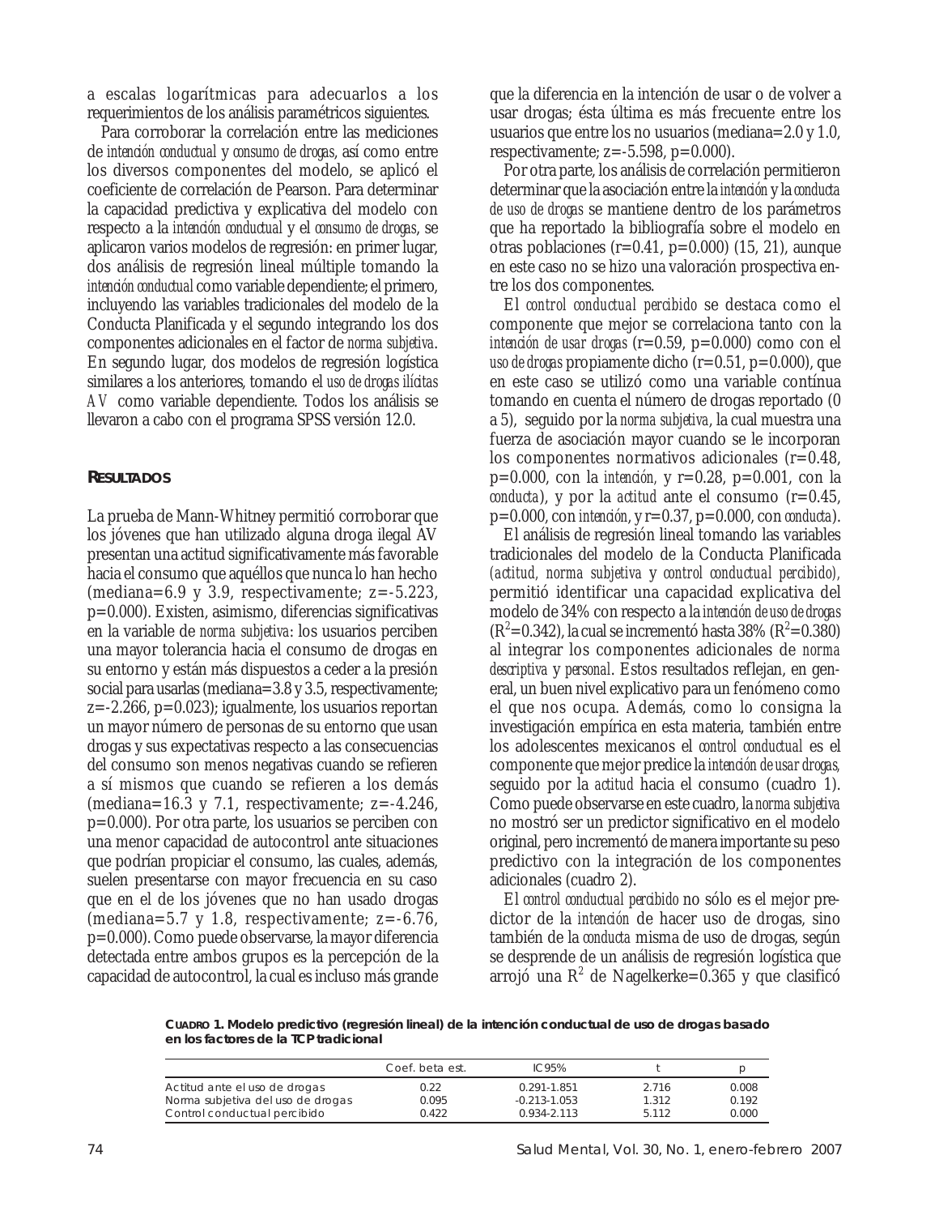a escalas logarítmicas para adecuarlos a los requerimientos de los análisis paramétricos siguientes.

Para corroborar la correlación entre las mediciones de *intención conductual* y *consumo de drogas*, así como entre los diversos componentes del modelo, se aplicó el coeficiente de correlación de Pearson. Para determinar la capacidad predictiva y explicativa del modelo con respecto a la *intención conductual* y el *consumo de drogas*, se aplicaron varios modelos de regresión: en primer lugar, dos análisis de regresión lineal múltiple tomando la *intención conductual* como variable dependiente; el primero, incluyendo las variables tradicionales del modelo de la Conducta Planificada y el segundo integrando los dos componentes adicionales en el factor de *norma subjetiva*. En segundo lugar, dos modelos de regresión logística similares a los anteriores, tomando el *uso de drogas ilícitas AV* como variable dependiente. Todos los análisis se llevaron a cabo con el programa SPSS versión 12.0.

## RESULTADOS

La prueba de Mann-Whitney permitió corroborar que los jóvenes que han utilizado alguna droga ilegal AV presentan una actitud significativamente más favorable hacia el consumo que aquéllos que nunca lo han hecho (mediana=6.9 y 3.9, respectivamente; z=-5.223, p=0.000). Existen, asimismo, diferencias significativas en la variable de *norma subjetiva*: los usuarios perciben una mayor tolerancia hacia el consumo de drogas en su entorno y están más dispuestos a ceder a la presión social para usarlas (mediana=3.8 y 3.5, respectivamente; z=-2.266, p=0.023); igualmente, los usuarios reportan un mayor número de personas de su entorno que usan drogas y sus expectativas respecto a las consecuencias del consumo son menos negativas cuando se refieren a sí mismos que cuando se refieren a los demás (mediana=16.3 y 7.1, respectivamente; z=-4.246, p=0.000). Por otra parte, los usuarios se perciben con una menor capacidad de autocontrol ante situaciones que podrían propiciar el consumo, las cuales, además, suelen presentarse con mayor frecuencia en su caso que en el de los jóvenes que no han usado drogas (mediana=5.7 y 1.8, respectivamente; z=-6.76, p=0.000). Como puede observarse, la mayor diferencia detectada entre ambos grupos es la percepción de la capacidad de autocontrol, la cual es incluso más grande que la diferencia en la intención de usar o de volver a usar drogas; ésta última es más frecuente entre los usuarios que entre los no usuarios (mediana=2.0 y 1.0, respectivamente; z=-5.598, p=0.000).

Por otra parte, los análisis de correlación permitieron determinar que la asociación entre la *intención* y la *conducta de uso de drogas* se mantiene dentro de los parámetros que ha reportado la bibliografía sobre el modelo en otras poblaciones (r=0.41, p=0.000) (15, 21), aunque en este caso no se hizo una valoración prospectiva entre los dos componentes.

El *control conductual percibido* se destaca como el componente que mejor se correlaciona tanto con la *intención de usar drogas* (r=0.59, p=0.000) como con el *uso de drogas* propiamente dicho (r=0.51, p=0.000), que en este caso se utilizó como una variable contínua tomando en cuenta el número de drogas reportado (0 a 5), seguido por la *norma subjetiva*, la cual muestra una fuerza de asociación mayor cuando se le incorporan los componentes normativos adicionales (r=0.48, p=0.000, con la *intención*, y r=0.28, p=0.001, con la *conducta*), y por la *actitud* ante el consumo (r=0.45, p=0.000, con *intención*, y r=0.37, p=0.000, con *conducta*).

El análisis de regresión lineal tomando las variables tradicionales del modelo de la Conducta Planificada (*actitud, norma subjetiva* y *control conductual percibido*), permitió identificar una capacidad explicativa del modelo de 34% con respecto a la *intención de uso de drogas* ($R^2$=0.342), la cual se incrementó hasta 38% ($R^2$=0.380) al integrar los componentes adicionales de *norma descriptiva* y *personal*. Estos resultados reflejan, en general, un buen nivel explicativo para un fenómeno como el que nos ocupa. Además, como lo consigna la investigación empírica en esta materia, también entre los adolescentes mexicanos el *control conductual* es el componente que mejor predice la *intención de usar drogas*, seguido por la *actitud* hacia el consumo (cuadro 1). Como puede observarse en este cuadro, la *norma subjetiva* no mostró ser un predictor significativo en el modelo original, pero incrementó de manera importante su peso predictivo con la integración de los componentes adicionales (cuadro 2).

El *control conductual percibido* no sólo es el mejor predictor de la *intención* de hacer uso de drogas, sino también de la *conducta* misma de uso de drogas, según se desprende de un análisis de regresión logística que arrojó una $R^2$ de Nagelkerke=0.365 y que clasificó

**CUADRO 1. Modelo predictivo (regresión lineal) de la intención conductual de uso de drogas basado en los factores de la TCP tradicional**

| | Coef. beta est. | IC95% | t | p |
|---|---|---|---|---|
| Actitud ante el uso de drogas | 0.22 | 0.291-1.851 | 2.716 | 0.008 |
| Norma subjetiva del uso de drogas | 0.095 | -0.213-1.053 | 1.312 | 0.192 |
| Control conductual percibido | 0.422 | 0.934-2.113 | 5.112 | 0.000 |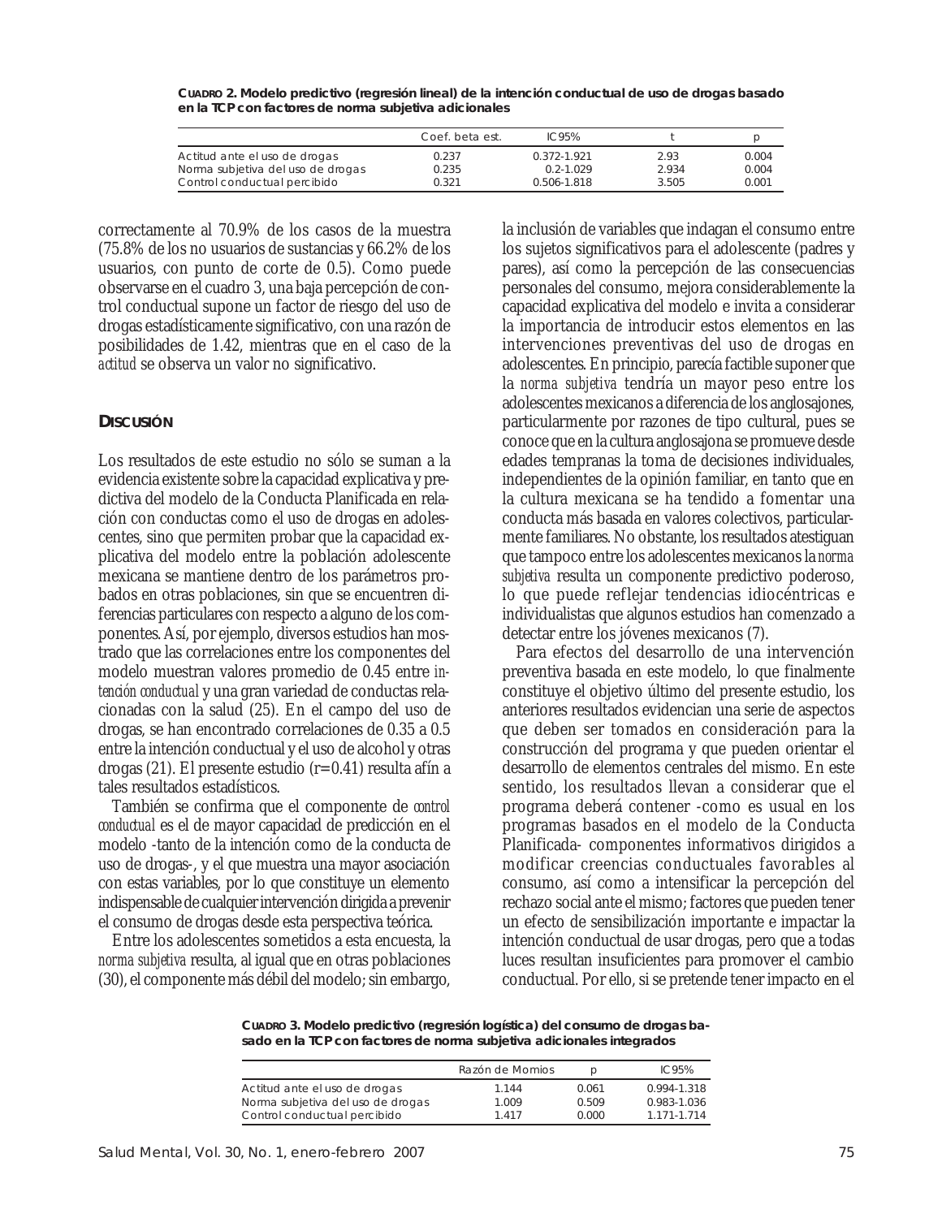**CUADRO 2. Modelo predictivo (regresión lineal) de la intención conductual de uso de drogas basado en la TCP con factores de norma subjetiva adicionales**

| | Coef. beta est. | IC95% | t | p |
|---|---|---|---|---|
| Actitud ante el uso de drogas | 0.237 | 0.372-1.921 | 2.93 | 0.004 |
| Norma subjetiva del uso de drogas | 0.235 | 0.2-1.029 | 2.934 | 0.004 |
| Control conductual percibido | 0.321 | 0.506-1.818 | 3.505 | 0.001 |

correctamente al 70.9% de los casos de la muestra (75.8% de los no usuarios de sustancias y 66.2% de los usuarios, con punto de corte de 0.5). Como puede observarse en el cuadro 3, una baja percepción de control conductual supone un factor de riesgo del uso de drogas estadísticamente significativo, con una razón de posibilidades de 1.42, mientras que en el caso de la *actitud* se observa un valor no significativo.

## DISCUSIÓN

Los resultados de este estudio no sólo se suman a la evidencia existente sobre la capacidad explicativa y predictiva del modelo de la Conducta Planificada en relación con conductas como el uso de drogas en adolescentes, sino que permiten probar que la capacidad explicativa del modelo entre la población adolescente mexicana se mantiene dentro de los parámetros probados en otras poblaciones, sin que se encuentren diferencias particulares con respecto a alguno de los componentes. Así, por ejemplo, diversos estudios han mostrado que las correlaciones entre los componentes del modelo muestran valores promedio de 0.45 entre *intención conductual* y una gran variedad de conductas relacionadas con la salud (25). En el campo del uso de drogas, se han encontrado correlaciones de 0.35 a 0.5 entre la intención conductual y el uso de alcohol y otras drogas (21). El presente estudio (r=0.41) resulta afín a tales resultados estadísticos.

También se confirma que el componente de *control conductual* es el de mayor capacidad de predicción en el modelo -tanto de la intención como de la conducta de uso de drogas-, y el que muestra una mayor asociación con estas variables, por lo que constituye un elemento indispensable de cualquier intervención dirigida a prevenir el consumo de drogas desde esta perspectiva teórica.

Entre los adolescentes sometidos a esta encuesta, la *norma subjetiva* resulta, al igual que en otras poblaciones (30), el componente más débil del modelo; sin embargo, la inclusión de variables que indagan el consumo entre los sujetos significativos para el adolescente (padres y pares), así como la percepción de las consecuencias personales del consumo, mejora considerablemente la capacidad explicativa del modelo e invita a considerar la importancia de introducir estos elementos en las intervenciones preventivas del uso de drogas en adolescentes. En principio, parecía factible suponer que la *norma subjetiva* tendría un mayor peso entre los adolescentes mexicanos a diferencia de los anglosajones, particularmente por razones de tipo cultural, pues se conoce que en la cultura anglosajona se promueve desde edades tempranas la toma de decisiones individuales, independientes de la opinión familiar, en tanto que en la cultura mexicana se ha tendido a fomentar una conducta más basada en valores colectivos, particularmente familiares. No obstante, los resultados atestiguan que tampoco entre los adolescentes mexicanos la *norma subjetiva* resulta un componente predictivo poderoso, lo que puede reflejar tendencias idiocéntricas e individualistas que algunos estudios han comenzado a detectar entre los jóvenes mexicanos (7).

Para efectos del desarrollo de una intervención preventiva basada en este modelo, lo que finalmente constituye el objetivo último del presente estudio, los anteriores resultados evidencian una serie de aspectos que deben ser tomados en consideración para la construcción del programa y que pueden orientar el desarrollo de elementos centrales del mismo. En este sentido, los resultados llevan a considerar que el programa deberá contener -como es usual en los programas basados en el modelo de la Conducta Planificada- componentes informativos dirigidos a modificar creencias conductuales favorables al consumo, así como a intensificar la percepción del rechazo social ante el mismo; factores que pueden tener un efecto de sensibilización importante e impactar la intención conductual de usar drogas, pero que a todas luces resultan insuficientes para promover el cambio conductual. Por ello, si se pretende tener impacto en el

**CUADRO 3. Modelo predictivo (regresión logística) del consumo de drogas basado en la TCP con factores de norma subjetiva adicionales integrados**

| | Razón de Momios | p | IC95% |
|---|---|---|---|
| Actitud ante el uso de drogas | 1.144 | 0.061 | 0.994-1.318 |
| Norma subjetiva del uso de drogas | 1.009 | 0.509 | 0.983-1.036 |
| Control conductual percibido | 1.417 | 0.000 | 1.171-1.714 |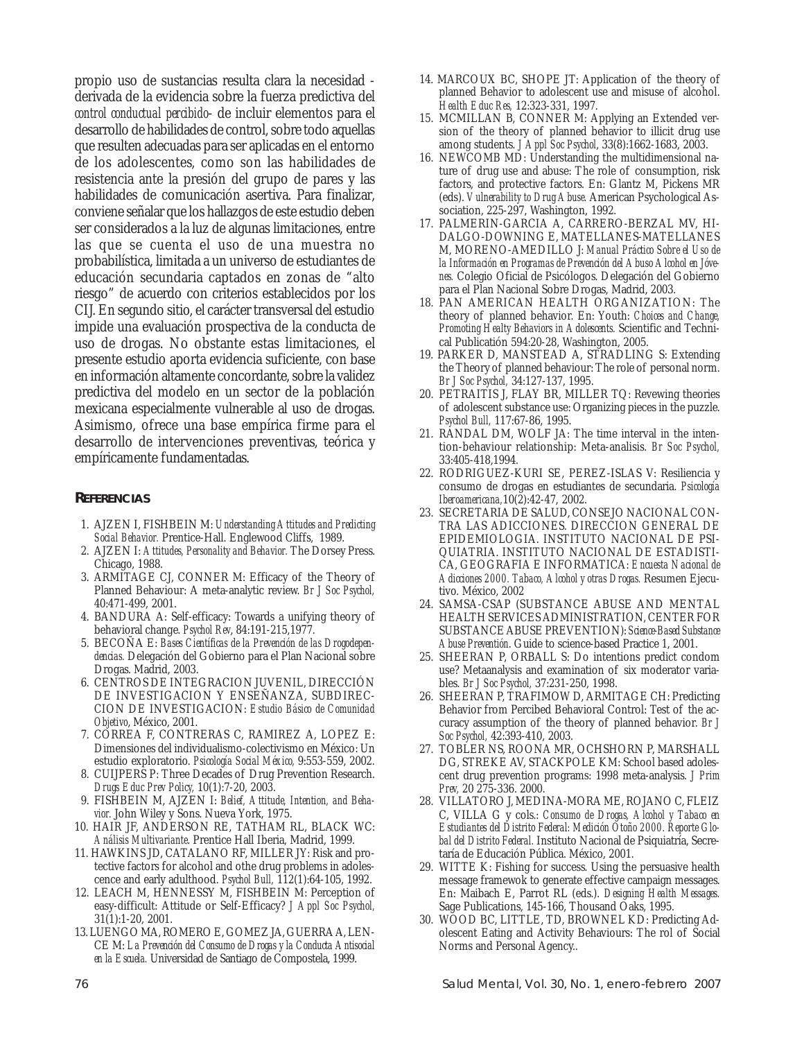propio uso de sustancias resulta clara la necesidad -derivada de la evidencia sobre la fuerza predictiva del *control conductual percibido*- de incluir elementos para el desarrollo de habilidades de control, sobre todo aquellas que resulten adecuadas para ser aplicadas en el entorno de los adolescentes, como son las habilidades de resistencia ante la presión del grupo de pares y las habilidades de comunicación asertiva. Para finalizar, conviene señalar que los hallazgos de este estudio deben ser considerados a la luz de algunas limitaciones, entre las que se cuenta el uso de una muestra no probabilística, limitada a un universo de estudiantes de educación secundaria captados en zonas de "alto riesgo" de acuerdo con criterios establecidos por los CIJ. En segundo sitio, el carácter transversal del estudio impide una evaluación prospectiva de la conducta de uso de drogas. No obstante estas limitaciones, el presente estudio aporta evidencia suficiente, con base en información altamente concordante, sobre la validez predictiva del modelo en un sector de la población mexicana especialmente vulnerable al uso de drogas. Asimismo, ofrece una base empírica firme para el desarrollo de intervenciones preventivas, teórica y empíricamente fundamentadas.

## REFERENCIAS

1. AJZEN I, FISHBEIN M: *Understanding Attitudes and Predicting Social Behavior.* Prentice-Hall. Englewood Cliffs, 1989.
2. AJZEN I: *Attitudes, Personality and Behavior.* The Dorsey Press. Chicago, 1988.
3. ARMITAGE CJ, CONNER M: Efficacy of the Theory of Planned Behaviour: A meta-analytic review. *Br J Soc Psychol,* 40:471-499, 2001.
4. BANDURA A: Self-efficacy: Towards a unifying theory of behavioral change. *Psychol Rev*, 84:191-215,1977.
5. BECOÑA E: *Bases Científicas de la Prevención de las Drogodependencias.* Delegación del Gobierno para el Plan Nacional sobre Drogas. Madrid, 2003.
6. CENTROS DE INTEGRACION JUVENIL, DIRECCIÓN DE INVESTIGACION Y ENSEÑANZA, SUBDIRECCION DE INVESTIGACION: *Estudio Básico de Comunidad Objetivo*, México, 2001.
7. CORREA F, CONTRERAS C, RAMIREZ A, LOPEZ E: Dimensiones del individualismo-colectivismo en México: Un estudio exploratorio. *Psicología Social México,* 9:553-559, 2002.
8. CUIJPERS P: Three Decades of Drug Prevention Research. *Drugs Educ Prev Policy,* 10(1):7-20, 2003.
9. FISHBEIN M, AJZEN I: *Belief, Attitude, Intention, and Behavior.* John Wiley y Sons. Nueva York, 1975.
10. HAIR JF, ANDERSON RE, TATHAM RL, BLACK WC: *Análisis Multivariante.* Prentice Hall Iberia, Madrid, 1999.
11. HAWKINS JD, CATALANO RF, MILLER JY: Risk and protective factors for alcohol and othe drug problems in adolescence and early adulthood. *Psychol Bull,* 112(1):64-105, 1992.
12. LEACH M, HENNESSY M, FISHBEIN M: Perception of easy-difficult: Attitude or Self-Efficacy? *J Appl Soc Psychol,* 31(1):1-20, 2001.
13. LUENGO MA, ROMERO E, GOMEZ JA, GUERRA A, LENCE M: *La Prevención del Consumo de Drogas y la Conducta Antisocial en la Escuela.* Universidad de Santiago de Compostela, 1999.
14. MARCOUX BC, SHOPE JT: Application of the theory of planned Behavior to adolescent use and misuse of alcohol. *Health Educ Res,* 12:323-331, 1997.
15. MCMILLAN B, CONNER M: Applying an Extended version of the theory of planned behavior to illicit drug use among students. *J Appl Soc Psychol*, 33(8):1662-1683, 2003.
16. NEWCOMB MD: Understanding the multidimensional nature of drug use and abuse: The role of consumption, risk factors, and protective factors. En: Glantz M, Pickens MR (eds). *Vulnerability to Drug Abuse.* American Psychological Association, 225-297, Washington, 1992.
17. PALMERIN-GARCIA A, CARRERO-BERZAL MV, HIDALGO-DOWNING E, MATELLANES-MATELLANES M, MORENO-AMEDILLO J: *Manual Práctico Sobre el Uso de la Información en Programas de Prevención del Abuso Alcohol en Jóvenes.* Colegio Oficial de Psicólogos. Delegación del Gobierno para el Plan Nacional Sobre Drogas, Madrid, 2003.
18. PAN AMERICAN HEALTH ORGANIZATION: The theory of planned behavior. En: Youth: *Choices and Change, Promoting Healty Behaviors in Adolescents.* Scientific and Technical Publicatión 594:20-28, Washington, 2005.
19. PARKER D, MANSTEAD A, STRADLING S: Extending the Theory of planned behaviour: The role of personal norm. *Br J Soc Psychol,* 34:127-137, 1995.
20. PETRAITIS J, FLAY BR, MILLER TQ: Revewing theories of adolescent substance use: Organizing pieces in the puzzle. *Psychol Bull,* 117:67-86, 1995.
21. RANDAL DM, WOLF JA: The time interval in the intention-behaviour relationship: Meta-analisis. *Br Soc Psychol,* 33:405-418,1994.
22. RODRIGUEZ-KURI SE, PEREZ-ISLAS V: Resiliencia y consumo de drogas en estudiantes de secundaria. *Psicología Iberoamericana,*10(2):42-47, 2002.
23. SECRETARIA DE SALUD, CONSEJO NACIONAL CONTRA LAS ADICCIONES. DIRECCION GENERAL DE EPIDEMIOLOGIA. INSTITUTO NACIONAL DE PSIQUIATRIA. INSTITUTO NACIONAL DE ESTADISTICA, GEOGRAFIA E INFORMATICA: *Encuesta Nacional de Adicciones 2000. Tabaco, Alcohol y otras Drogas.* Resumen Ejecutivo. México, 2002
24. SAMSA-CSAP (SUBSTANCE ABUSE AND MENTAL HEALTH SERVICES ADMINISTRATION, CENTER FOR SUBSTANCE ABUSE PREVENTION): *Science-Based Substance Abuse Prevention.* Guide to science-based Practice 1, 2001.
25. SHEERAN P, ORBALL S: Do intentions predict condom use? Metaanalysis and examination of six moderator variables. *Br J Soc Psychol,* 37:231-250, 1998.
26. SHEERAN P, TRAFIMOW D, ARMITAGE CH: Predicting Behavior from Percibed Behavioral Control: Test of the accuracy assumption of the theory of planned behavior. *Br J Soc Psychol,* 42:393-410, 2003.
27. TOBLER NS, ROONA MR, OCHSHORN P, MARSHALL DG, STREKE AV, STACKPOLE KM: School based adolescent drug prevention programs: 1998 meta-analysis. *J Prim Prev,* 20 275-336. 2000.
28. VILLATORO J, MEDINA-MORA ME, ROJANO C, FLEIZ C, VILLA G y cols.: *Consumo de Drogas, Alcohol y Tabaco en Estudiantes del Distrito Federal: Medición Otoño 2000. Reporte Global del Distrito Federal.* Instituto Nacional de Psiquiatría, Secretaría de Educación Pública. México, 2001.
29. WITTE K: Fishing for success. Using the persuasive health message framewok to generate effective campaign messages. En: Maibach E, Parrot RL (eds.). *Designing Health Messages.* Sage Publications, 145-166, Thousand Oaks, 1995.
30. WOOD BC, LITTLE, TD, BROWNEL KD: Predicting Adolescent Eating and Activity Behaviours: The rol of Social Norms and Personal Agency..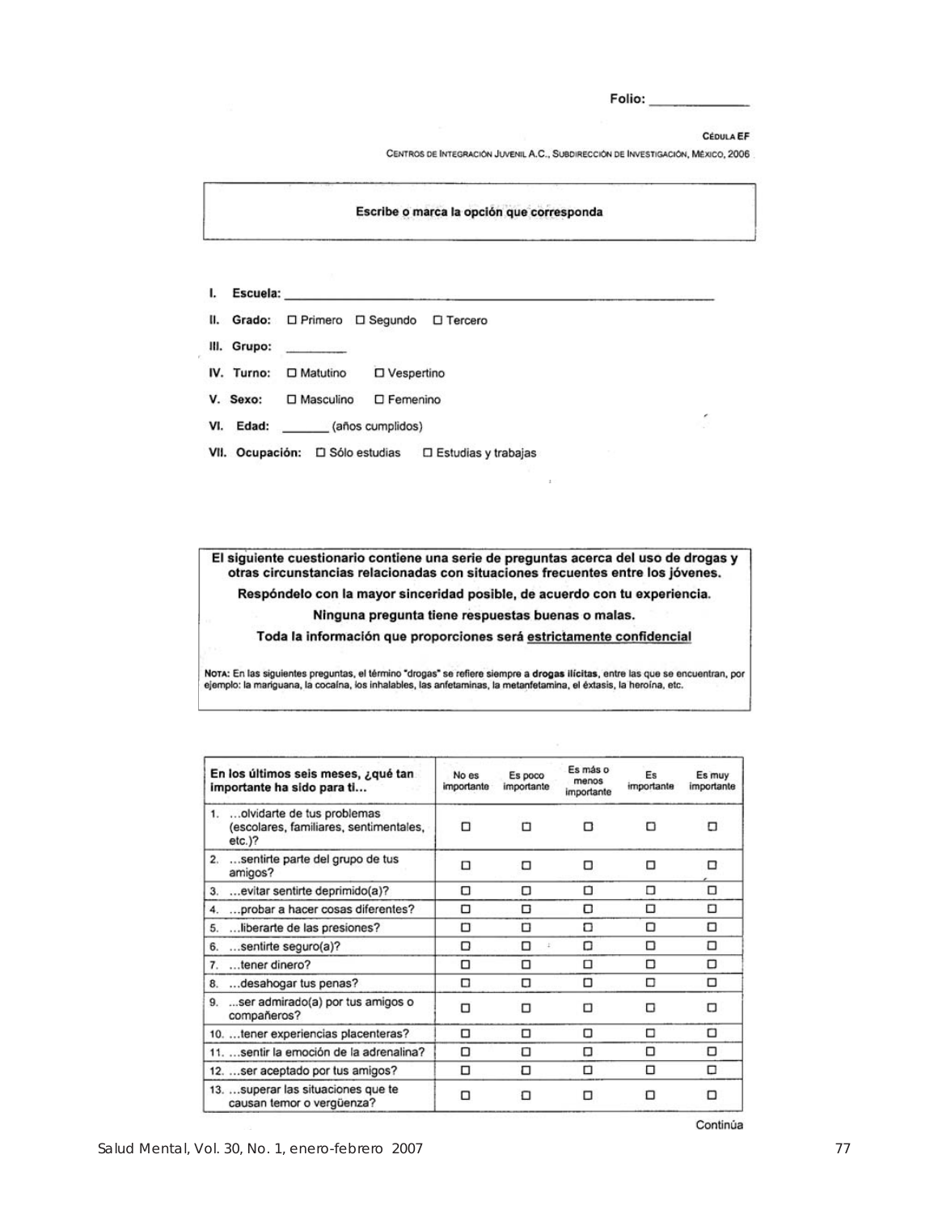Folio: _____________

**CÉDULA EF**

CENTROS DE INTEGRACIÓN JUVENIL A.C., SUBDIRECCIÓN DE INVESTIGACIÓN, MÉXICO, 2006

**Escribe o marca la opción que corresponda**

**I. Escuela:** ____________________________________________

**II. Grado:** ☐ Primero ☐ Segundo ☐ Tercero

**III. Grupo:** _________

**IV. Turno:** ☐ Matutino ☐ Vespertino

**V. Sexo:** ☐ Masculino ☐ Femenino

**VI. Edad:** _______ (años cumplidos)

**VII. Ocupación:** ☐ Sólo estudias ☐ Estudias y trabajas

**El siguiente cuestionario contiene una serie de preguntas acerca del uso de drogas y otras circunstancias relacionadas con situaciones frecuentes entre los jóvenes.**

**Respóndelo con la mayor sinceridad posible, de acuerdo con tu experiencia.**

**Ninguna pregunta tiene respuestas buenas o malas.**

**Toda la información que proporciones será estrictamente confidencial**

NOTA: En las siguientes preguntas, el término "drogas" se refiere siempre a **drogas ilícitas**, entre las que se encuentran, por ejemplo: la mariguana, la cocaína, los inhalables, las anfetaminas, la metanfetamina, el éxtasis, la heroína, etc.

| En los últimos seis meses, ¿qué tan importante ha sido para ti... | No es importante | Es poco importante | Es más o menos importante | Es importante | Es muy importante |
|---|---|---|---|---|---|
| 1. ...olvidarte de tus problemas (escolares, familiares, sentimentales, etc.)? | ☐ | ☐ | ☐ | ☐ | ☐ |
| 2. ...sentirte parte del grupo de tus amigos? | ☐ | ☐ | ☐ | ☐ | ☐ |
| 3. ...evitar sentirte deprimido(a)? | ☐ | ☐ | ☐ | ☐ | ☐ |
| 4. ...probar a hacer cosas diferentes? | ☐ | ☐ | ☐ | ☐ | ☐ |
| 5. ...liberarte de las presiones? | ☐ | ☐ | ☐ | ☐ | ☐ |
| 6. ...sentirte seguro(a)? | ☐ | ☐ | ☐ | ☐ | ☐ |
| 7. ...tener dinero? | ☐ | ☐ | ☐ | ☐ | ☐ |
| 8. ...desahogar tus penas? | ☐ | ☐ | ☐ | ☐ | ☐ |
| 9. ...ser admirado(a) por tus amigos o compañeros? | ☐ | ☐ | ☐ | ☐ | ☐ |
| 10. ...tener experiencias placenteras? | ☐ | ☐ | ☐ | ☐ | ☐ |
| 11. ...sentir la emoción de la adrenalina? | ☐ | ☐ | ☐ | ☐ | ☐ |
| 12. ...ser aceptado por tus amigos? | ☐ | ☐ | ☐ | ☐ | ☐ |
| 13. ...superar las situaciones que te causan temor o vergüenza? | ☐ | ☐ | ☐ | ☐ | ☐ |

Continúa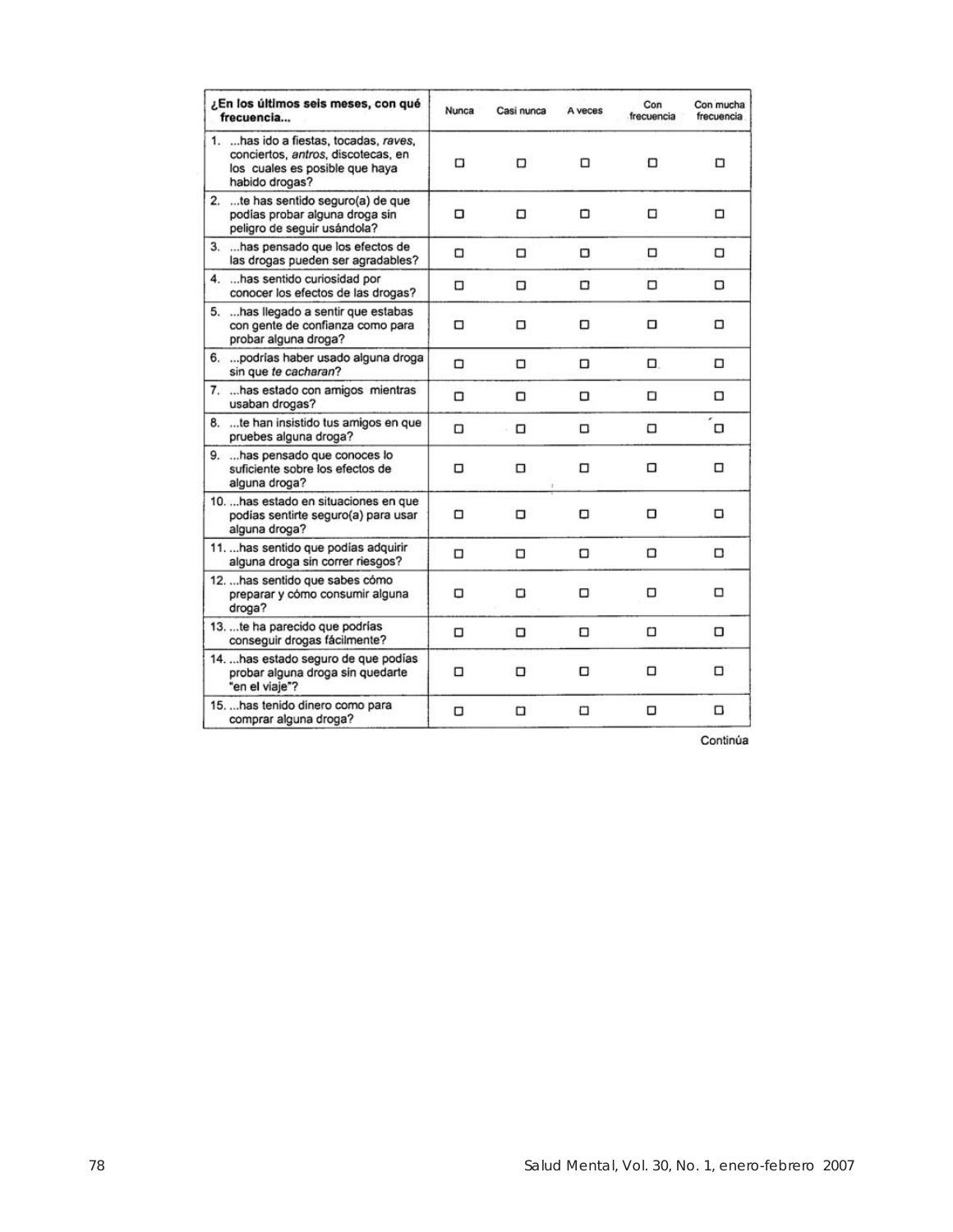| ¿En los últimos seis meses, con qué frecuencia... | Nunca | Casi nunca | A veces | Con frecuencia | Con mucha frecuencia |
|---|---|---|---|---|---|
| 1. ...has ido a fiestas, tocadas, *raves*, conciertos, *antros*, discotecas, en los cuales es posible que haya habido drogas? | □ | □ | □ | □ | □ |
| 2. ...te has sentido seguro(a) de que podías probar alguna droga sin peligro de seguir usándola? | □ | □ | □ | □ | □ |
| 3. ...has pensado que los efectos de las drogas pueden ser agradables? | □ | □ | □ | □ | □ |
| 4. ...has sentido curiosidad por conocer los efectos de las drogas? | □ | □ | □ | □ | □ |
| 5. ...has llegado a sentir que estabas con gente de confianza como para probar alguna droga? | □ | □ | □ | □ | □ |
| 6. ...podrías haber usado alguna droga sin que *te cacharan*? | □ | □ | □ | □ | □ |
| 7. ...has estado con amigos mientras usaban drogas? | □ | □ | □ | □ | □ |
| 8. ...te han insistido tus amigos en que pruebes alguna droga? | □ | □ | □ | □ | □ |
| 9. ...has pensado que conoces lo suficiente sobre los efectos de alguna droga? | □ | □ | □ | □ | □ |
| 10. ...has estado en situaciones en que podías sentirte seguro(a) para usar alguna droga? | □ | □ | □ | □ | □ |
| 11. ...has sentido que podías adquirir alguna droga sin correr riesgos? | □ | □ | □ | □ | □ |
| 12. ...has sentido que sabes cómo preparar y cómo consumir alguna droga? | □ | □ | □ | □ | □ |
| 13. ...te ha parecido que podrías conseguir drogas fácilmente? | □ | □ | □ | □ | □ |
| 14. ...has estado seguro de que podías probar alguna droga sin quedarte "en el viaje"? | □ | □ | □ | □ | □ |
| 15. ...has tenido dinero como para comprar alguna droga? | □ | □ | □ | □ | □ |

Continúa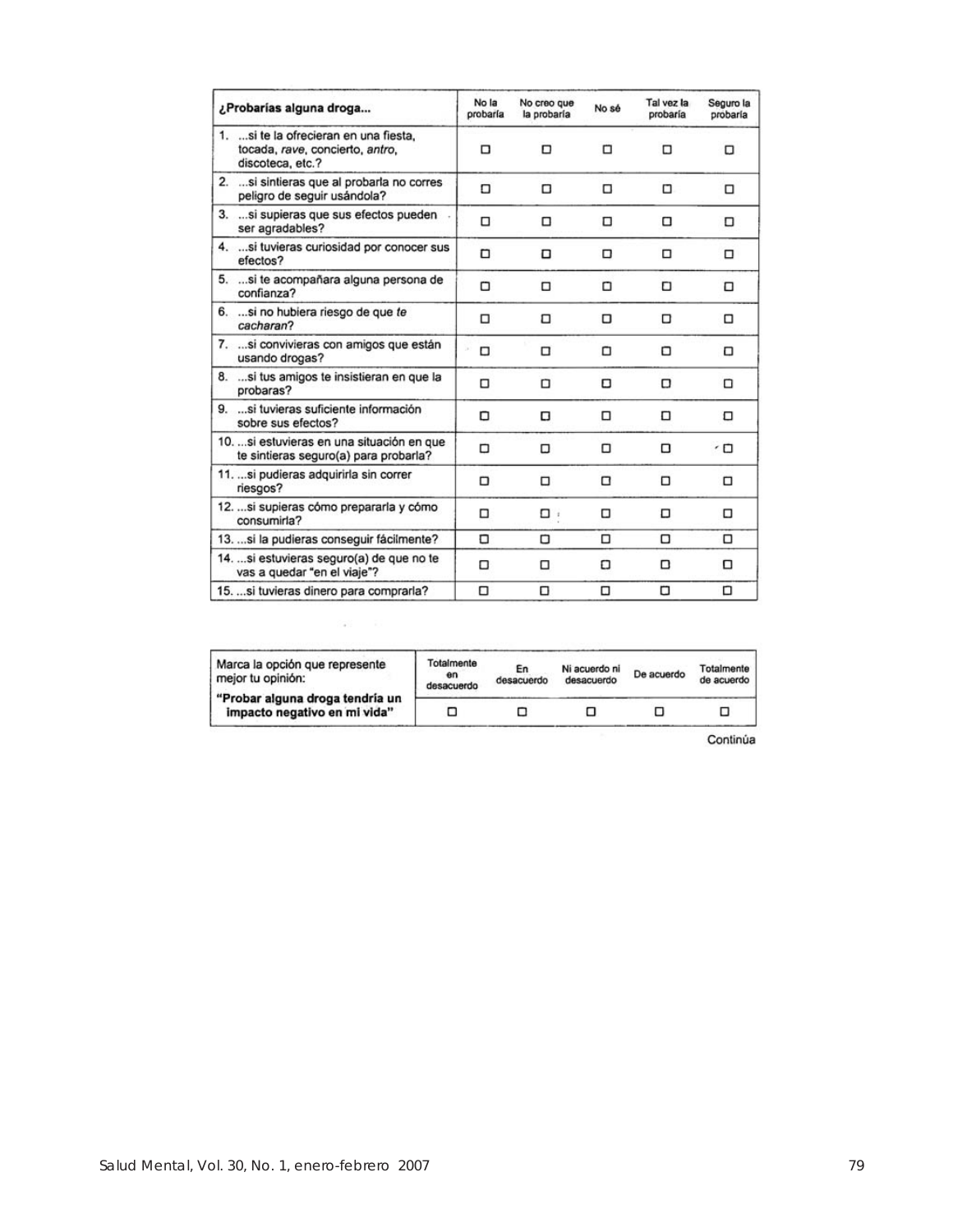| ¿Probarías alguna droga... | No la probaría | No creo que la probaría | No sé | Tal vez la probaría | Seguro la probaría |
|---|---|---|---|---|---|
| 1. ...si te la ofrecieran en una fiesta, tocada, *rave*, concierto, *antro*, discoteca, etc.? | ☐ | ☐ | ☐ | ☐ | ☐ |
| 2. ...si sintieras que al probarla no corres peligro de seguir usándola? | ☐ | ☐ | ☐ | ☐ | ☐ |
| 3. ...si supieras que sus efectos pueden ser agradables? | ☐ | ☐ | ☐ | ☐ | ☐ |
| 4. ...si tuvieras curiosidad por conocer sus efectos? | ☐ | ☐ | ☐ | ☐ | ☐ |
| 5. ...si te acompañara alguna persona de confianza? | ☐ | ☐ | ☐ | ☐ | ☐ |
| 6. ...si no hubiera riesgo de que *te cacharan*? | ☐ | ☐ | ☐ | ☐ | ☐ |
| 7. ...si convivieras con amigos que están usando drogas? | ☐ | ☐ | ☐ | ☐ | ☐ |
| 8. ...si tus amigos te insistieran en que la probaras? | ☐ | ☐ | ☐ | ☐ | ☐ |
| 9. ...si tuvieras suficiente información sobre sus efectos? | ☐ | ☐ | ☐ | ☐ | ☐ |
| 10. ...si estuvieras en una situación en que te sintieras seguro(a) para probarla? | ☐ | ☐ | ☐ | ☐ | ☐ |
| 11. ...si pudieras adquirirla sin correr riesgos? | ☐ | ☐ | ☐ | ☐ | ☐ |
| 12. ...si supieras cómo prepararla y cómo consumirla? | ☐ | ☐ | ☐ | ☐ | ☐ |
| 13. ...si la pudieras conseguir fácilmente? | ☐ | ☐ | ☐ | ☐ | ☐ |
| 14. ...si estuvieras seguro(a) de que no te vas a quedar "en el viaje"? | ☐ | ☐ | ☐ | ☐ | ☐ |
| 15. ...si tuvieras dinero para comprarla? | ☐ | ☐ | ☐ | ☐ | ☐ |

| Marca la opción que represente mejor tu opinión: | Totalmente en desacuerdo | En desacuerdo | Ni acuerdo ni desacuerdo | De acuerdo | Totalmente de acuerdo |
|---|---|---|---|---|---|
| **"Probar alguna droga tendría un impacto negativo en mi vida"** | ☐ | ☐ | ☐ | ☐ | ☐ |

Continúa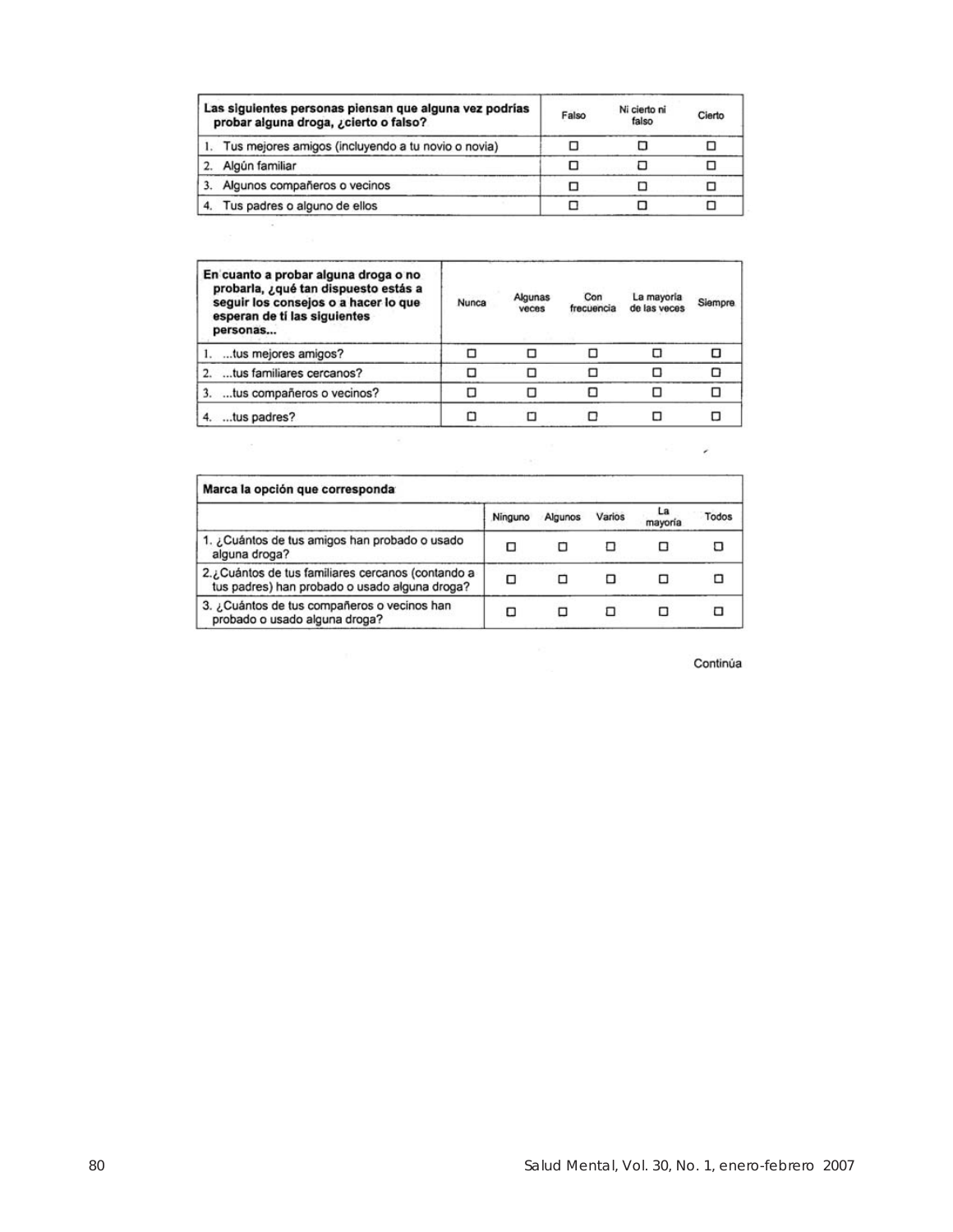| Las siguientes personas piensan que alguna vez podrías probar alguna droga, ¿cierto o falso? | Falso | Ni cierto ni falso | Cierto |
|---|---|---|---|
| 1. Tus mejores amigos (incluyendo a tu novio o novia) | □ | □ | □ |
| 2. Algún familiar | □ | □ | □ |
| 3. Algunos compañeros o vecinos | □ | □ | □ |
| 4. Tus padres o alguno de ellos | □ | □ | □ |

| En cuanto a probar alguna droga o no probarla, ¿qué tan dispuesto estás a seguir los consejos o a hacer lo que esperan de tí las siguientes personas... | Nunca | Algunas veces | Con frecuencia | La mayoría de las veces | Siempre |
|---|---|---|---|---|---|
| 1. ...tus mejores amigos? | □ | □ | □ | □ | □ |
| 2. ...tus familiares cercanos? | □ | □ | □ | □ | □ |
| 3. ...tus compañeros o vecinos? | □ | □ | □ | □ | □ |
| 4. ...tus padres? | □ | □ | □ | □ | □ |

| Marca la opción que corresponda | | | | | |
|---|---|---|---|---|---|
| | Ninguno | Algunos | Varios | La mayoría | Todos |
| 1. ¿Cuántos de tus amigos han probado o usado alguna droga? | □ | □ | □ | □ | □ |
| 2. ¿Cuántos de tus familiares cercanos (contando a tus padres) han probado o usado alguna droga? | □ | □ | □ | □ | □ |
| 3. ¿Cuántos de tus compañeros o vecinos han probado o usado alguna droga? | □ | □ | □ | □ | □ |

Continúa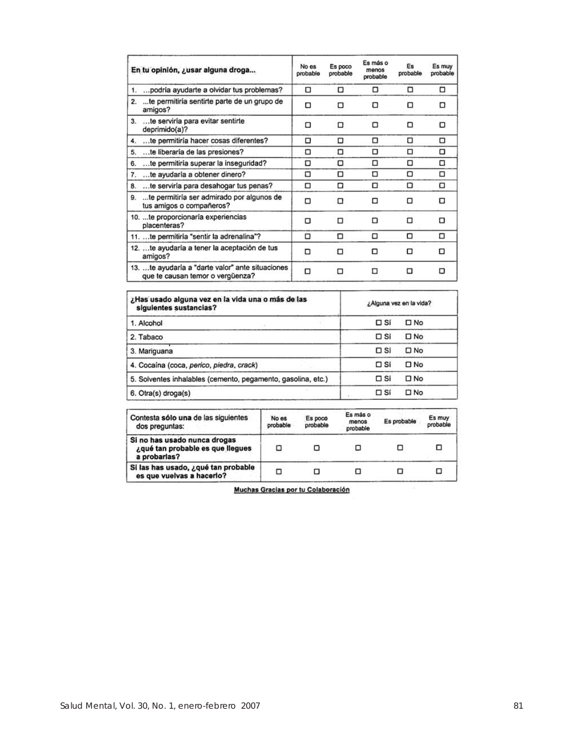| En tu opinión, ¿usar alguna droga... | No es probable | Es poco probable | Es más o menos probable | Es probable | Es muy probable |
|---|---|---|---|---|---|
| 1. ...podría ayudarte a olvidar tus problemas? | ☐ | ☐ | ☐ | ☐ | ☐ |
| 2. ...te permitiría sentirte parte de un grupo de amigos? | ☐ | ☐ | ☐ | ☐ | ☐ |
| 3. ...te serviría para evitar sentirte deprimido(a)? | ☐ | ☐ | ☐ | ☐ | ☐ |
| 4. ...te permitiría hacer cosas diferentes? | ☐ | ☐ | ☐ | ☐ | ☐ |
| 5. ...te liberaría de las presiones? | ☐ | ☐ | ☐ | ☐ | ☐ |
| 6. ...te permitiría superar la inseguridad? | ☐ | ☐ | ☐ | ☐ | ☐ |
| 7. ...te ayudaría a obtener dinero? | ☐ | ☐ | ☐ | ☐ | ☐ |
| 8. ...te serviría para desahogar tus penas? | ☐ | ☐ | ☐ | ☐ | ☐ |
| 9. ...te permitiría ser admirado por algunos de tus amigos o compañeros? | ☐ | ☐ | ☐ | ☐ | ☐ |
| 10. ...te proporcionaría experiencias placenteras? | ☐ | ☐ | ☐ | ☐ | ☐ |
| 11. ...te permitiría "sentir la adrenalina"? | ☐ | ☐ | ☐ | ☐ | ☐ |
| 12. ...te ayudaría a tener la aceptación de tus amigos? | ☐ | ☐ | ☐ | ☐ | ☐ |
| 13. ...te ayudaría a "darte valor" ante situaciones que te causan temor o vergüenza? | ☐ | ☐ | ☐ | ☐ | ☐ |

| ¿Has usado alguna vez en la vida una o más de las siguientes sustancias? | ¿Alguna vez en la vida? |
|---|---|
| 1. Alcohol | ☐ Sí ☐ No |
| 2. Tabaco | ☐ Sí ☐ No |
| 3. Mariguana | ☐ Sí ☐ No |
| 4. Cocaína (coca, *perico*, *piedra*, *crack*) | ☐ Sí ☐ No |
| 5. Solventes inhalables (cemento, pegamento, gasolina, etc.) | ☐ Sí ☐ No |
| 6. Otra(s) droga(s) | ☐ Sí ☐ No |

| Contesta **sólo una** de las siguientes dos preguntas: | No es probable | Es poco probable | Es más o menos probable | Es probable | Es muy probable |
|---|---|---|---|---|---|
| **Si no has usado nunca drogas ¿qué tan probable es que llegues a probarlas?** | ☐ | ☐ | ☐ | ☐ | ☐ |
| **Si las has usado, ¿qué tan probable es que vuelvas a hacerlo?** | ☐ | ☐ | ☐ | ☐ | ☐ |

**Muchas Gracias por tu Colaboración**